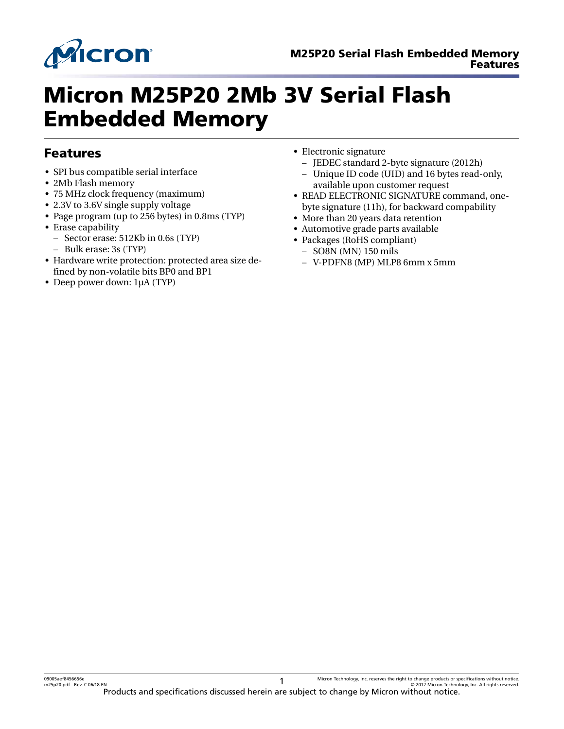# Micron M25P20 2Mb 3V Serial Flash Embedded Memory

## Features

- SPI bus compatible serial interface
- 2Mb Flash memory
- 75 MHz clock frequency (maximum)
- 2.3V to 3.6V single supply voltage
- Page program (up to 256 bytes) in 0.8ms (TYP)
- Erase capability
  - Sector erase: 512Kb in 0.6s (TYP)
  - Bulk erase: 3s (TYP)
- Hardware write protection: protected area size defined by non-volatile bits BP0 and BP1
- Deep power down: 1µA (TYP)
- Electronic signature
  - JEDEC standard 2-byte signature (2012h)
  - Unique ID code (UID) and 16 bytes read-only, available upon customer request
- READ ELECTRONIC SIGNATURE command, one-byte signature (11h), for backward compability
- More than 20 years data retention
- Automotive grade parts available
- Packages (RoHS compliant)
  - SO8N (MN) 150 mils
  - V-PDFN8 (MP) MLP8 6mm x 5mm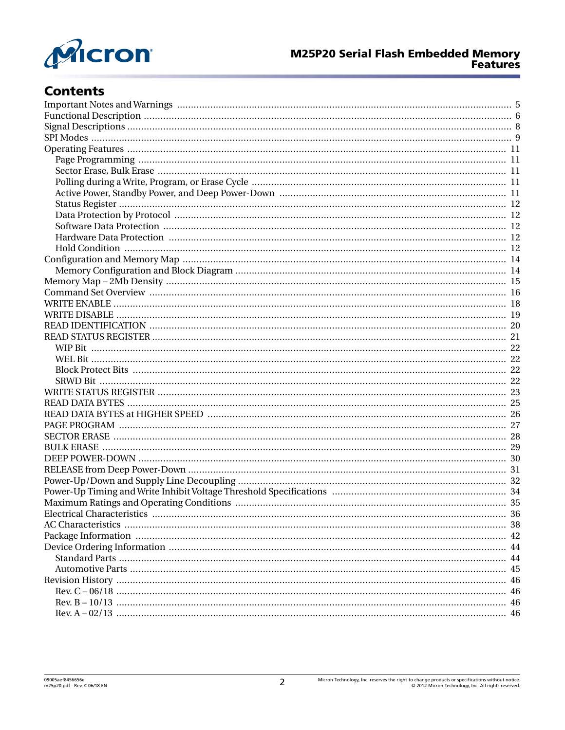## Contents

- Important Notes and Warnings ........ 5
- Functional Description ........ 6
- Signal Descriptions ........ 8
- SPI Modes ........ 9
- Operating Features ........ 11
  - Page Programming ........ 11
  - Sector Erase, Bulk Erase ........ 11
  - Polling during a Write, Program, or Erase Cycle ........ 11
  - Active Power, Standby Power, and Deep Power-Down ........ 11
  - Status Register ........ 12
  - Data Protection by Protocol ........ 12
  - Software Data Protection ........ 12
  - Hardware Data Protection ........ 12
  - Hold Condition ........ 12
- Configuration and Memory Map ........ 14
  - Memory Configuration and Block Diagram ........ 14
- Memory Map – 2Mb Density ........ 15
- Command Set Overview ........ 16
- WRITE ENABLE ........ 18
- WRITE DISABLE ........ 19
- READ IDENTIFICATION ........ 20
- READ STATUS REGISTER ........ 21
  - WIP Bit ........ 22
  - WEL Bit ........ 22
  - Block Protect Bits ........ 22
  - SRWD Bit ........ 22
- WRITE STATUS REGISTER ........ 23
- READ DATA BYTES ........ 25
- READ DATA BYTES at HIGHER SPEED ........ 26
- PAGE PROGRAM ........ 27
- SECTOR ERASE ........ 28
- BULK ERASE ........ 29
- DEEP POWER-DOWN ........ 30
- RELEASE from Deep Power-Down ........ 31
- Power-Up/Down and Supply Line Decoupling ........ 32
- Power-Up Timing and Write Inhibit Voltage Threshold Specifications ........ 34
- Maximum Ratings and Operating Conditions ........ 35
- Electrical Characteristics ........ 36
- AC Characteristics ........ 38
- Package Information ........ 42
- Device Ordering Information ........ 44
  - Standard Parts ........ 44
  - Automotive Parts ........ 45
- Revision History ........ 46
  - Rev. C – 06/18 ........ 46
  - Rev. B – 10/13 ........ 46
  - Rev. A – 02/13 ........ 46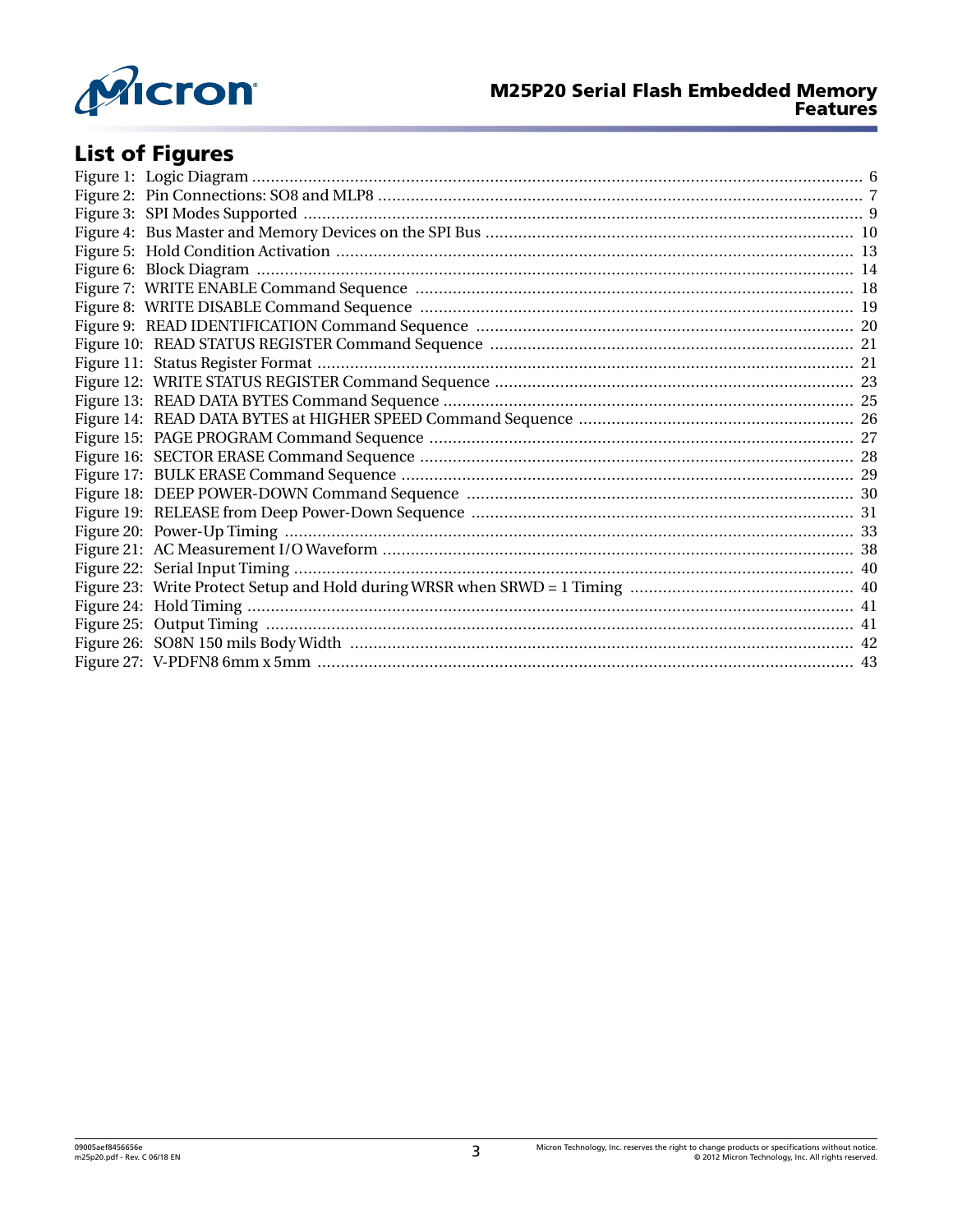## List of Figures

Figure 1: Logic Diagram .................... 6
Figure 2: Pin Connections: SO8 and MLP8 .................... 7
Figure 3: SPI Modes Supported .................... 9
Figure 4: Bus Master and Memory Devices on the SPI Bus .................... 10
Figure 5: Hold Condition Activation .................... 13
Figure 6: Block Diagram .................... 14
Figure 7: WRITE ENABLE Command Sequence .................... 18
Figure 8: WRITE DISABLE Command Sequence .................... 19
Figure 9: READ IDENTIFICATION Command Sequence .................... 20
Figure 10: READ STATUS REGISTER Command Sequence .................... 21
Figure 11: Status Register Format .................... 21
Figure 12: WRITE STATUS REGISTER Command Sequence .................... 23
Figure 13: READ DATA BYTES Command Sequence .................... 25
Figure 14: READ DATA BYTES at HIGHER SPEED Command Sequence .................... 26
Figure 15: PAGE PROGRAM Command Sequence .................... 27
Figure 16: SECTOR ERASE Command Sequence .................... 28
Figure 17: BULK ERASE Command Sequence .................... 29
Figure 18: DEEP POWER-DOWN Command Sequence .................... 30
Figure 19: RELEASE from Deep Power-Down Sequence .................... 31
Figure 20: Power-Up Timing .................... 33
Figure 21: AC Measurement I/O Waveform .................... 38
Figure 22: Serial Input Timing .................... 40
Figure 23: Write Protect Setup and Hold during WRSR when SRWD = 1 Timing .................... 40
Figure 24: Hold Timing .................... 41
Figure 25: Output Timing .................... 41
Figure 26: SO8N 150 mils Body Width .................... 42
Figure 27: V-PDFN8 6mm x 5mm .................... 43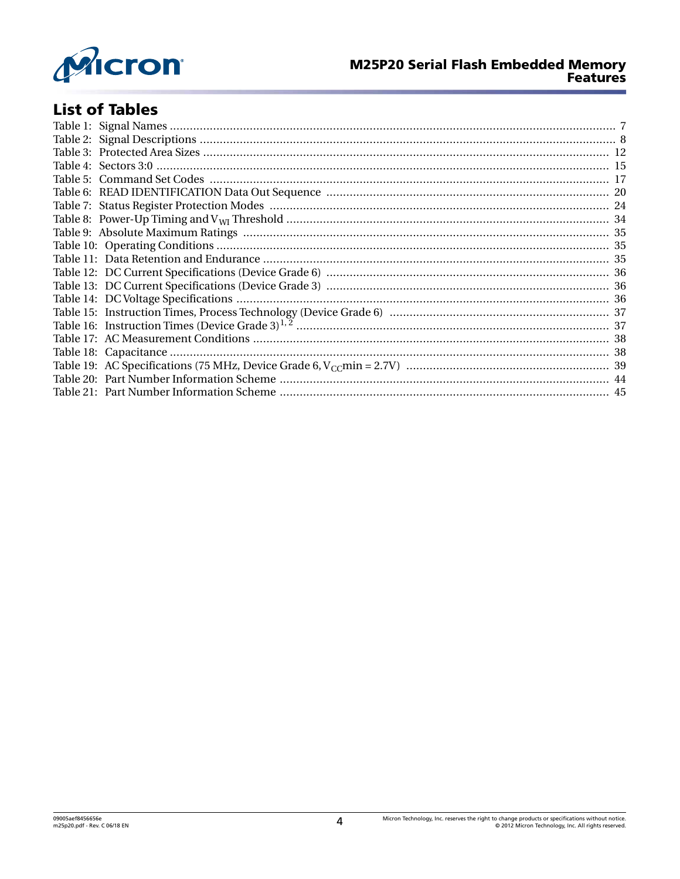## List of Tables

Table 1: Signal Names ..................................................................................................................... 7
Table 2: Signal Descriptions ............................................................................................................ 8
Table 3: Protected Area Sizes .......................................................................................................... 12
Table 4: Sectors 3:0 ........................................................................................................................ 15
Table 5: Command Set Codes ........................................................................................................ 17
Table 6: READ IDENTIFICATION Data Out Sequence ..................................................................... 20
Table 7: Status Register Protection Modes ...................................................................................... 24
Table 8: Power-Up Timing and $V_{WI}$ Threshold ................................................................................. 34
Table 9: Absolute Maximum Ratings .............................................................................................. 35
Table 10: Operating Conditions ...................................................................................................... 35
Table 11: Data Retention and Endurance ........................................................................................ 35
Table 12: DC Current Specifications (Device Grade 6) ..................................................................... 36
Table 13: DC Current Specifications (Device Grade 3) ..................................................................... 36
Table 14: DC Voltage Specifications ................................................................................................ 36
Table 15: Instruction Times, Process Technology (Device Grade 6) .................................................. 37
Table 16: Instruction Times (Device Grade 3)[1, 2] .............................................................................. 37
Table 17: AC Measurement Conditions ........................................................................................... 38
Table 18: Capacitance .................................................................................................................... 38
Table 19: AC Specifications (75 MHz, Device Grade 6, $V_{CC}$min = 2.7V) ............................................. 39
Table 20: Part Number Information Scheme ................................................................................... 44
Table 21: Part Number Information Scheme ................................................................................... 45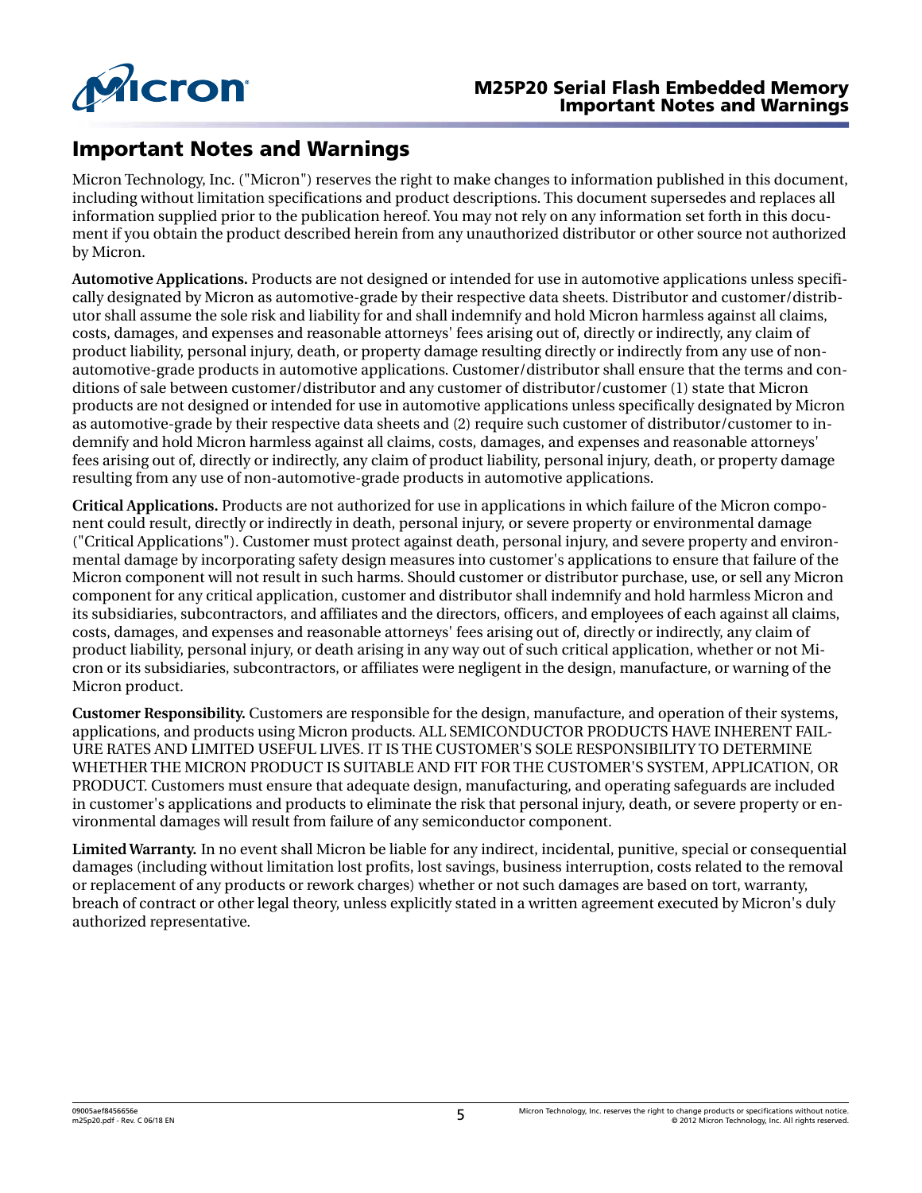# Important Notes and Warnings

Micron Technology, Inc. ("Micron") reserves the right to make changes to information published in this document, including without limitation specifications and product descriptions. This document supersedes and replaces all information supplied prior to the publication hereof. You may not rely on any information set forth in this document if you obtain the product described herein from any unauthorized distributor or other source not authorized by Micron.

**Automotive Applications.** Products are not designed or intended for use in automotive applications unless specifically designated by Micron as automotive-grade by their respective data sheets. Distributor and customer/distributor shall assume the sole risk and liability for and shall indemnify and hold Micron harmless against all claims, costs, damages, and expenses and reasonable attorneys' fees arising out of, directly or indirectly, any claim of product liability, personal injury, death, or property damage resulting directly or indirectly from any use of non-automotive-grade products in automotive applications. Customer/distributor shall ensure that the terms and conditions of sale between customer/distributor and any customer of distributor/customer (1) state that Micron products are not designed or intended for use in automotive applications unless specifically designated by Micron as automotive-grade by their respective data sheets and (2) require such customer of distributor/customer to indemnify and hold Micron harmless against all claims, costs, damages, and expenses and reasonable attorneys' fees arising out of, directly or indirectly, any claim of product liability, personal injury, death, or property damage resulting from any use of non-automotive-grade products in automotive applications.

**Critical Applications.** Products are not authorized for use in applications in which failure of the Micron component could result, directly or indirectly in death, personal injury, or severe property or environmental damage ("Critical Applications"). Customer must protect against death, personal injury, and severe property and environmental damage by incorporating safety design measures into customer's applications to ensure that failure of the Micron component will not result in such harms. Should customer or distributor purchase, use, or sell any Micron component for any critical application, customer and distributor shall indemnify and hold harmless Micron and its subsidiaries, subcontractors, and affiliates and the directors, officers, and employees of each against all claims, costs, damages, and expenses and reasonable attorneys' fees arising out of, directly or indirectly, any claim of product liability, personal injury, or death arising in any way out of such critical application, whether or not Micron or its subsidiaries, subcontractors, or affiliates were negligent in the design, manufacture, or warning of the Micron product.

**Customer Responsibility.** Customers are responsible for the design, manufacture, and operation of their systems, applications, and products using Micron products. ALL SEMICONDUCTOR PRODUCTS HAVE INHERENT FAILURE RATES AND LIMITED USEFUL LIVES. IT IS THE CUSTOMER'S SOLE RESPONSIBILITY TO DETERMINE WHETHER THE MICRON PRODUCT IS SUITABLE AND FIT FOR THE CUSTOMER'S SYSTEM, APPLICATION, OR PRODUCT. Customers must ensure that adequate design, manufacturing, and operating safeguards are included in customer's applications and products to eliminate the risk that personal injury, death, or severe property or environmental damages will result from failure of any semiconductor component.

**Limited Warranty.** In no event shall Micron be liable for any indirect, incidental, punitive, special or consequential damages (including without limitation lost profits, lost savings, business interruption, costs related to the removal or replacement of any products or rework charges) whether or not such damages are based on tort, warranty, breach of contract or other legal theory, unless explicitly stated in a written agreement executed by Micron's duly authorized representative.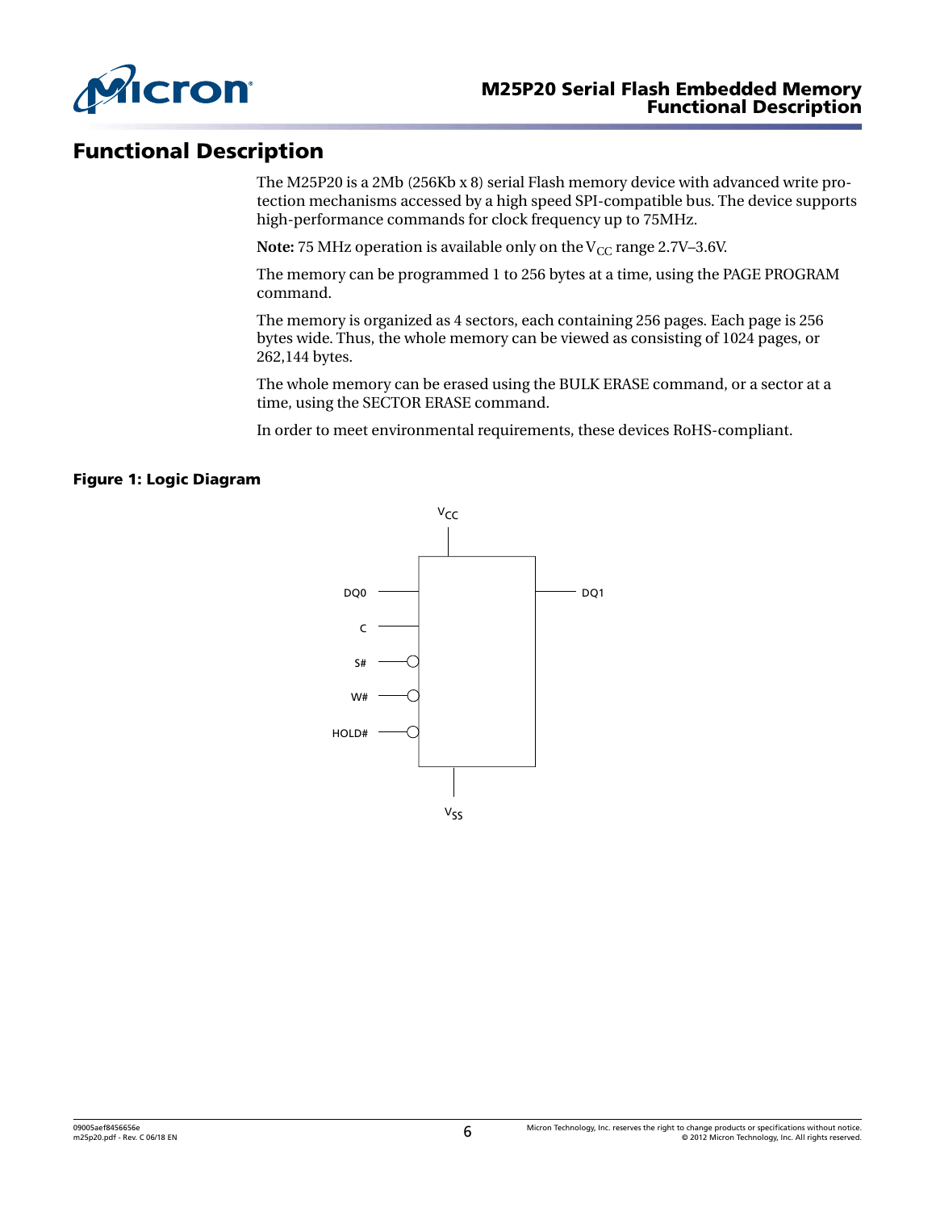# Functional Description

The M25P20 is a 2Mb (256Kb x 8) serial Flash memory device with advanced write protection mechanisms accessed by a high speed SPI-compatible bus. The device supports high-performance commands for clock frequency up to 75MHz.

**Note:** 75 MHz operation is available only on the $V_{CC}$ range 2.7V–3.6V.

The memory can be programmed 1 to 256 bytes at a time, using the PAGE PROGRAM command.

The memory is organized as 4 sectors, each containing 256 pages. Each page is 256 bytes wide. Thus, the whole memory can be viewed as consisting of 1024 pages, or 262,144 bytes.

The whole memory can be erased using the BULK ERASE command, or a sector at a time, using the SECTOR ERASE command.

In order to meet environmental requirements, these devices RoHS-compliant.

**Figure 1: Logic Diagram**

$V_{CC}$

DQ0

C

S#

W#

HOLD#

DQ1

$V_{SS}$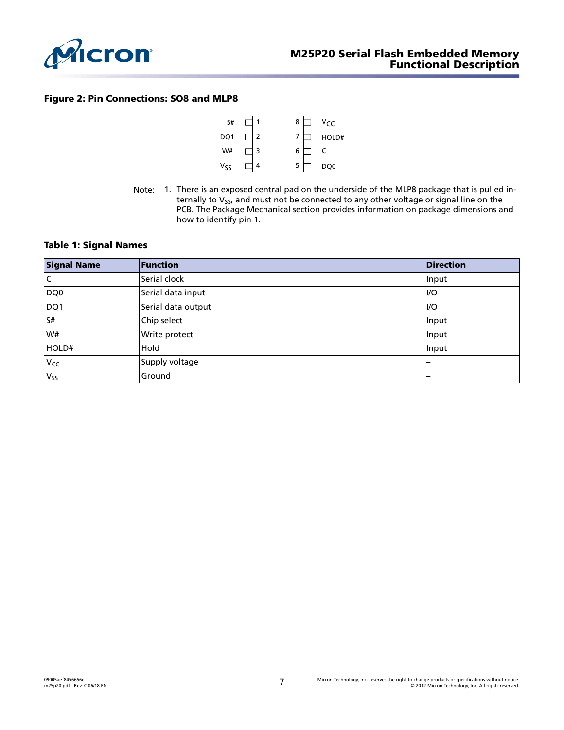**Figure 2: Pin Connections: SO8 and MLP8**

| Signal | Pin | Pin | Signal |
|---|---|---|---|
| S# | 1 | 8 | $V_{CC}$ |
| DQ1 | 2 | 7 | HOLD# |
| W# | 3 | 6 | C |
| $V_{SS}$ | 4 | 5 | DQ0 |

Note: 1. There is an exposed central pad on the underside of the MLP8 package that is pulled internally to $V_{SS}$, and must not be connected to any other voltage or signal line on the PCB. The Package Mechanical section provides information on package dimensions and how to identify pin 1.

**Table 1: Signal Names**

| Signal Name | Function | Direction |
|---|---|---|
| C | Serial clock | Input |
| DQ0 | Serial data input | I/O |
| DQ1 | Serial data output | I/O |
| S# | Chip select | Input |
| W# | Write protect | Input |
| HOLD# | Hold | Input |
| $V_{CC}$ | Supply voltage | – |
| $V_{SS}$ | Ground | – |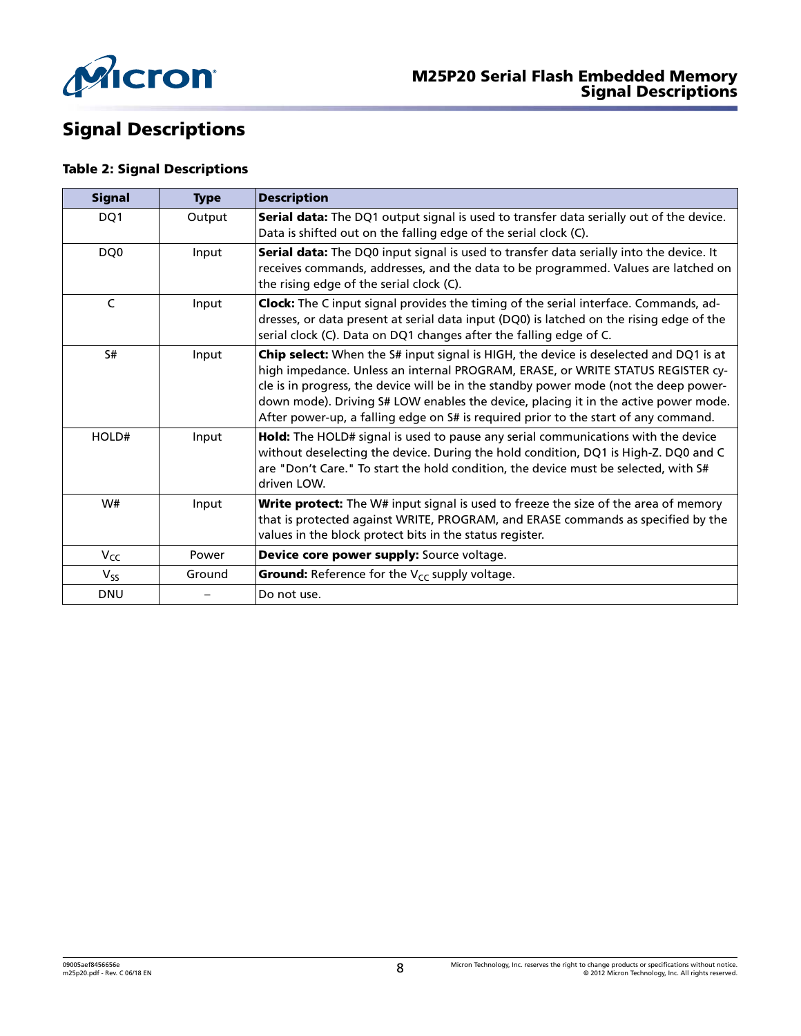# Signal Descriptions

**Table 2: Signal Descriptions**

| Signal | Type | Description |
|---|---|---|
| DQ1 | Output | **Serial data:** The DQ1 output signal is used to transfer data serially out of the device. Data is shifted out on the falling edge of the serial clock (C). |
| DQ0 | Input | **Serial data:** The DQ0 input signal is used to transfer data serially into the device. It receives commands, addresses, and the data to be programmed. Values are latched on the rising edge of the serial clock (C). |
| C | Input | **Clock:** The C input signal provides the timing of the serial interface. Commands, addresses, or data present at serial data input (DQ0) is latched on the rising edge of the serial clock (C). Data on DQ1 changes after the falling edge of C. |
| S# | Input | **Chip select:** When the S# input signal is HIGH, the device is deselected and DQ1 is at high impedance. Unless an internal PROGRAM, ERASE, or WRITE STATUS REGISTER cycle is in progress, the device will be in the standby power mode (not the deep power-down mode). Driving S# LOW enables the device, placing it in the active power mode. After power-up, a falling edge on S# is required prior to the start of any command. |
| HOLD# | Input | **Hold:** The HOLD# signal is used to pause any serial communications with the device without deselecting the device. During the hold condition, DQ1 is High-Z. DQ0 and C are "Don't Care." To start the hold condition, the device must be selected, with S# driven LOW. |
| W# | Input | **Write protect:** The W# input signal is used to freeze the size of the area of memory that is protected against WRITE, PROGRAM, and ERASE commands as specified by the values in the block protect bits in the status register. |
| $V_{CC}$ | Power | **Device core power supply:** Source voltage. |
| $V_{SS}$ | Ground | **Ground:** Reference for the $V_{CC}$ supply voltage. |
| DNU | – | Do not use. |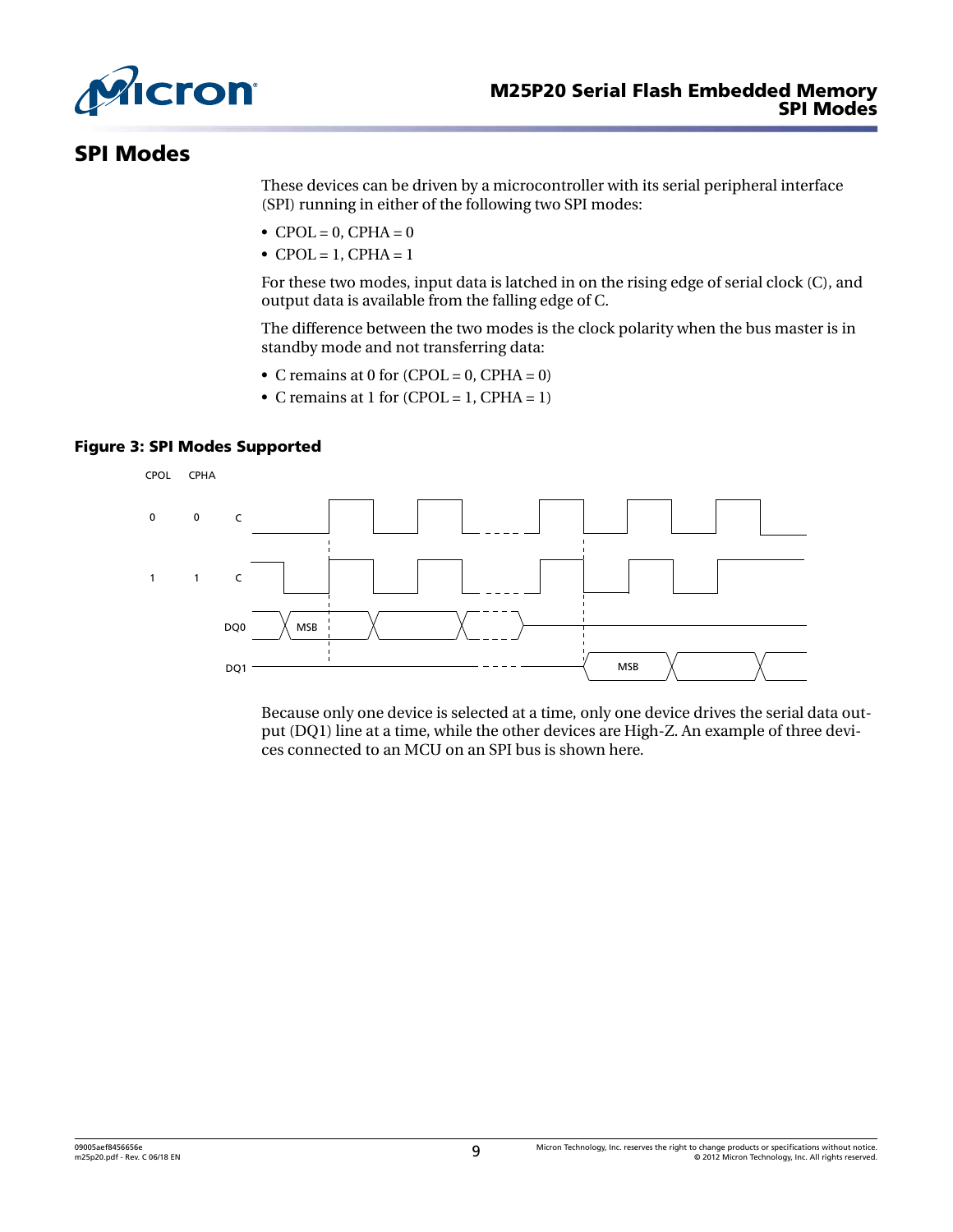# SPI Modes

These devices can be driven by a microcontroller with its serial peripheral interface (SPI) running in either of the following two SPI modes:

- CPOL = 0, CPHA = 0
- CPOL = 1, CPHA = 1

For these two modes, input data is latched in on the rising edge of serial clock (C), and output data is available from the falling edge of C.

The difference between the two modes is the clock polarity when the bus master is in standby mode and not transferring data:

- C remains at 0 for (CPOL = 0, CPHA = 0)
- C remains at 1 for (CPOL = 1, CPHA = 1)

**Figure 3: SPI Modes Supported**

Because only one device is selected at a time, only one device drives the serial data output (DQ1) line at a time, while the other devices are High-Z. An example of three devices connected to an MCU on an SPI bus is shown here.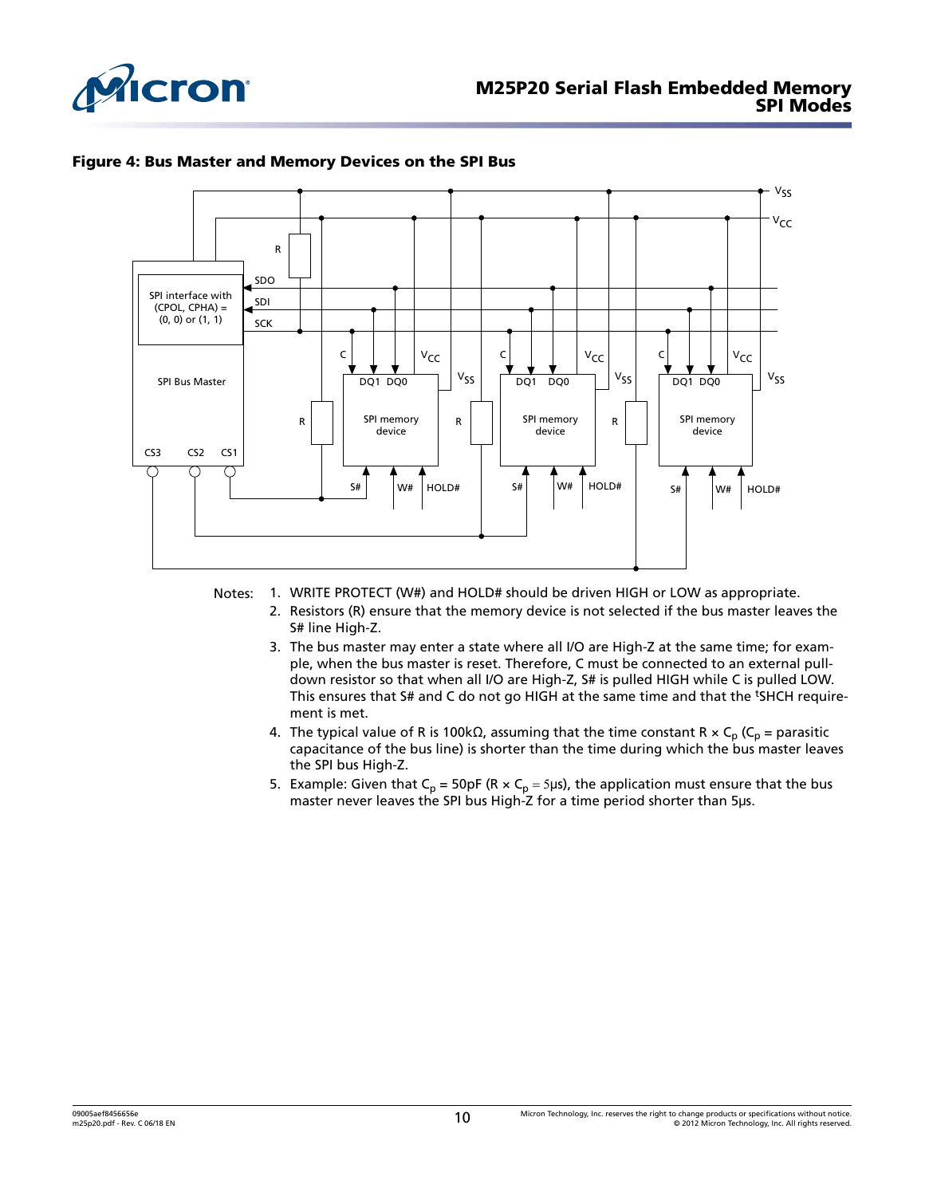## Figure 4: Bus Master and Memory Devices on the SPI Bus

Notes:
1. WRITE PROTECT (W#) and HOLD# should be driven HIGH or LOW as appropriate.
2. Resistors (R) ensure that the memory device is not selected if the bus master leaves the S# line High-Z.
3. The bus master may enter a state where all I/O are High-Z at the same time; for example, when the bus master is reset. Therefore, C must be connected to an external pull-down resistor so that when all I/O are High-Z, S# is pulled HIGH while C is pulled LOW. This ensures that S# and C do not go HIGH at the same time and that the $^{t}$SHCH requirement is met.
4. The typical value of R is 100kΩ, assuming that the time constant R × $C_p$ ($C_p$ = parasitic capacitance of the bus line) is shorter than the time during which the bus master leaves the SPI bus High-Z.
5. Example: Given that $C_p$ = 50pF (R × $C_p$ = 5μs), the application must ensure that the bus master never leaves the SPI bus High-Z for a time period shorter than 5μs.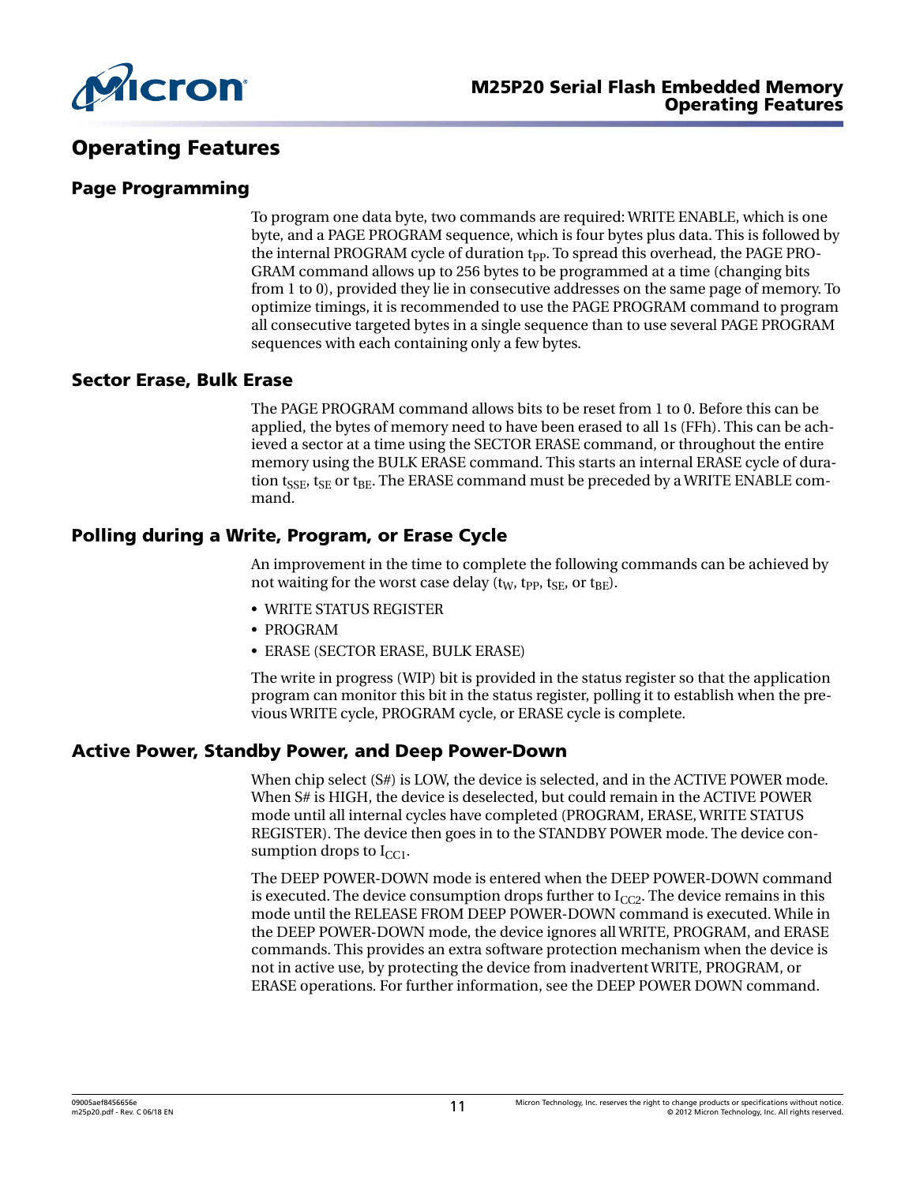# Operating Features

## Page Programming

To program one data byte, two commands are required: WRITE ENABLE, which is one byte, and a PAGE PROGRAM sequence, which is four bytes plus data. This is followed by the internal PROGRAM cycle of duration $t_{PP}$. To spread this overhead, the PAGE PROGRAM command allows up to 256 bytes to be programmed at a time (changing bits from 1 to 0), provided they lie in consecutive addresses on the same page of memory. To optimize timings, it is recommended to use the PAGE PROGRAM command to program all consecutive targeted bytes in a single sequence than to use several PAGE PROGRAM sequences with each containing only a few bytes.

## Sector Erase, Bulk Erase

The PAGE PROGRAM command allows bits to be reset from 1 to 0. Before this can be applied, the bytes of memory need to have been erased to all 1s (FFh). This can be achieved a sector at a time using the SECTOR ERASE command, or throughout the entire memory using the BULK ERASE command. This starts an internal ERASE cycle of duration $t_{SSE}$, $t_{SE}$ or $t_{BE}$. The ERASE command must be preceded by a WRITE ENABLE command.

## Polling during a Write, Program, or Erase Cycle

An improvement in the time to complete the following commands can be achieved by not waiting for the worst case delay ($t_W$, $t_{PP}$, $t_{SE}$, or $t_{BE}$).

- WRITE STATUS REGISTER
- PROGRAM
- ERASE (SECTOR ERASE, BULK ERASE)

The write in progress (WIP) bit is provided in the status register so that the application program can monitor this bit in the status register, polling it to establish when the previous WRITE cycle, PROGRAM cycle, or ERASE cycle is complete.

## Active Power, Standby Power, and Deep Power-Down

When chip select (S#) is LOW, the device is selected, and in the ACTIVE POWER mode. When S# is HIGH, the device is deselected, but could remain in the ACTIVE POWER mode until all internal cycles have completed (PROGRAM, ERASE, WRITE STATUS REGISTER). The device then goes in to the STANDBY POWER mode. The device consumption drops to $I_{CC1}$.

The DEEP POWER-DOWN mode is entered when the DEEP POWER-DOWN command is executed. The device consumption drops further to $I_{CC2}$. The device remains in this mode until the RELEASE FROM DEEP POWER-DOWN command is executed. While in the DEEP POWER-DOWN mode, the device ignores all WRITE, PROGRAM, and ERASE commands. This provides an extra software protection mechanism when the device is not in active use, by protecting the device from inadvertent WRITE, PROGRAM, or ERASE operations. For further information, see the DEEP POWER DOWN command.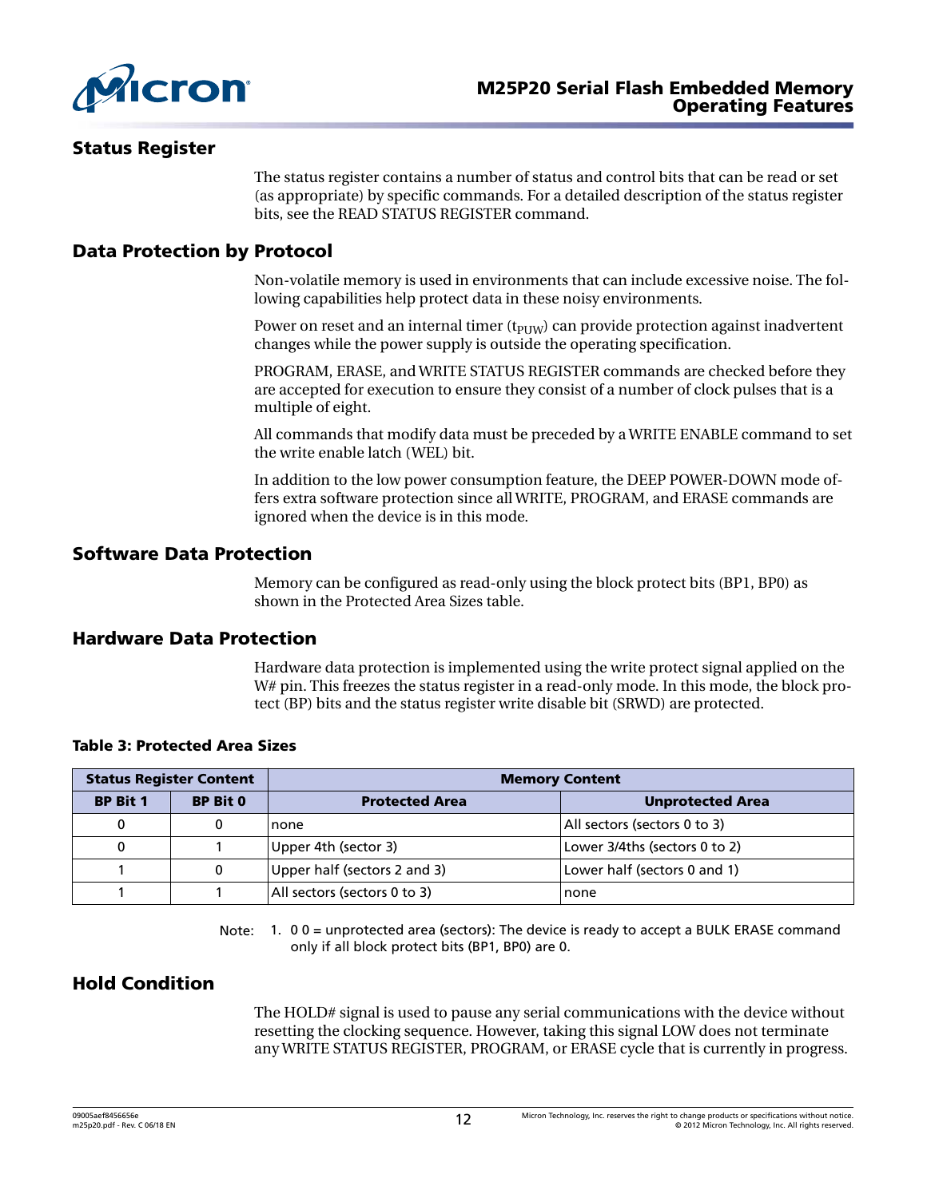## Status Register

The status register contains a number of status and control bits that can be read or set (as appropriate) by specific commands. For a detailed description of the status register bits, see the READ STATUS REGISTER command.

## Data Protection by Protocol

Non-volatile memory is used in environments that can include excessive noise. The following capabilities help protect data in these noisy environments.

Power on reset and an internal timer ($t_{PUW}$) can provide protection against inadvertent changes while the power supply is outside the operating specification.

PROGRAM, ERASE, and WRITE STATUS REGISTER commands are checked before they are accepted for execution to ensure they consist of a number of clock pulses that is a multiple of eight.

All commands that modify data must be preceded by a WRITE ENABLE command to set the write enable latch (WEL) bit.

In addition to the low power consumption feature, the DEEP POWER-DOWN mode offers extra software protection since all WRITE, PROGRAM, and ERASE commands are ignored when the device is in this mode.

## Software Data Protection

Memory can be configured as read-only using the block protect bits (BP1, BP0) as shown in the Protected Area Sizes table.

## Hardware Data Protection

Hardware data protection is implemented using the write protect signal applied on the W# pin. This freezes the status register in a read-only mode. In this mode, the block protect (BP) bits and the status register write disable bit (SRWD) are protected.

**Table 3: Protected Area Sizes**

| Status Register Content | | Memory Content | |
|---|---|---|---|
| **BP Bit 1** | **BP Bit 0** | **Protected Area** | **Unprotected Area** |
| 0 | 0 | none | All sectors (sectors 0 to 3) |
| 0 | 1 | Upper 4th (sector 3) | Lower 3/4ths (sectors 0 to 2) |
| 1 | 0 | Upper half (sectors 2 and 3) | Lower half (sectors 0 and 1) |
| 1 | 1 | All sectors (sectors 0 to 3) | none |

Note: 1. 0 0 = unprotected area (sectors): The device is ready to accept a BULK ERASE command only if all block protect bits (BP1, BP0) are 0.

## Hold Condition

The HOLD# signal is used to pause any serial communications with the device without resetting the clocking sequence. However, taking this signal LOW does not terminate any WRITE STATUS REGISTER, PROGRAM, or ERASE cycle that is currently in progress.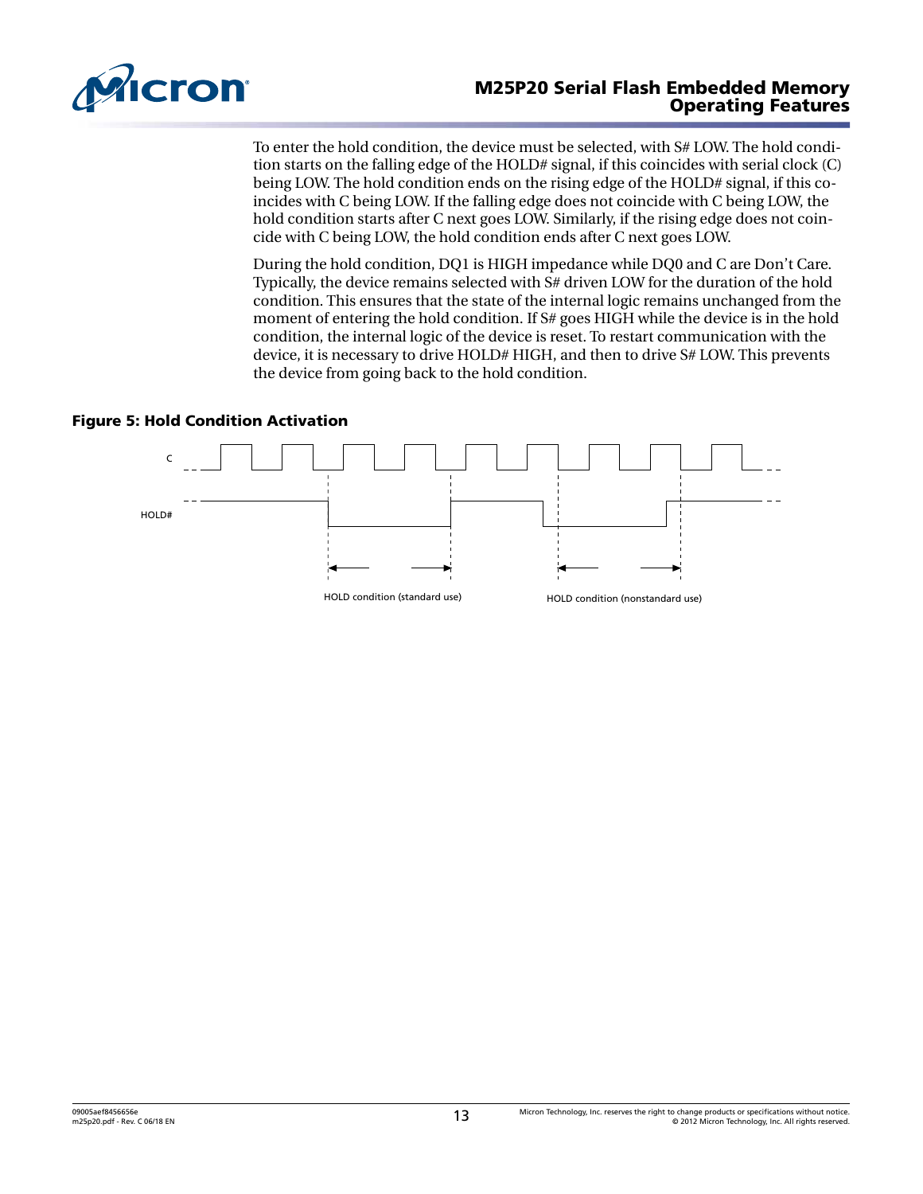To enter the hold condition, the device must be selected, with S# LOW. The hold condition starts on the falling edge of the HOLD# signal, if this coincides with serial clock (C) being LOW. The hold condition ends on the rising edge of the HOLD# signal, if this coincides with C being LOW. If the falling edge does not coincide with C being LOW, the hold condition starts after C next goes LOW. Similarly, if the rising edge does not coincide with C being LOW, the hold condition ends after C next goes LOW.

During the hold condition, DQ1 is HIGH impedance while DQ0 and C are Don't Care. Typically, the device remains selected with S# driven LOW for the duration of the hold condition. This ensures that the state of the internal logic remains unchanged from the moment of entering the hold condition. If S# goes HIGH while the device is in the hold condition, the internal logic of the device is reset. To restart communication with the device, it is necessary to drive HOLD# HIGH, and then to drive S# LOW. This prevents the device from going back to the hold condition.

**Figure 5: Hold Condition Activation**

C

HOLD#

HOLD condition (standard use)

HOLD condition (nonstandard use)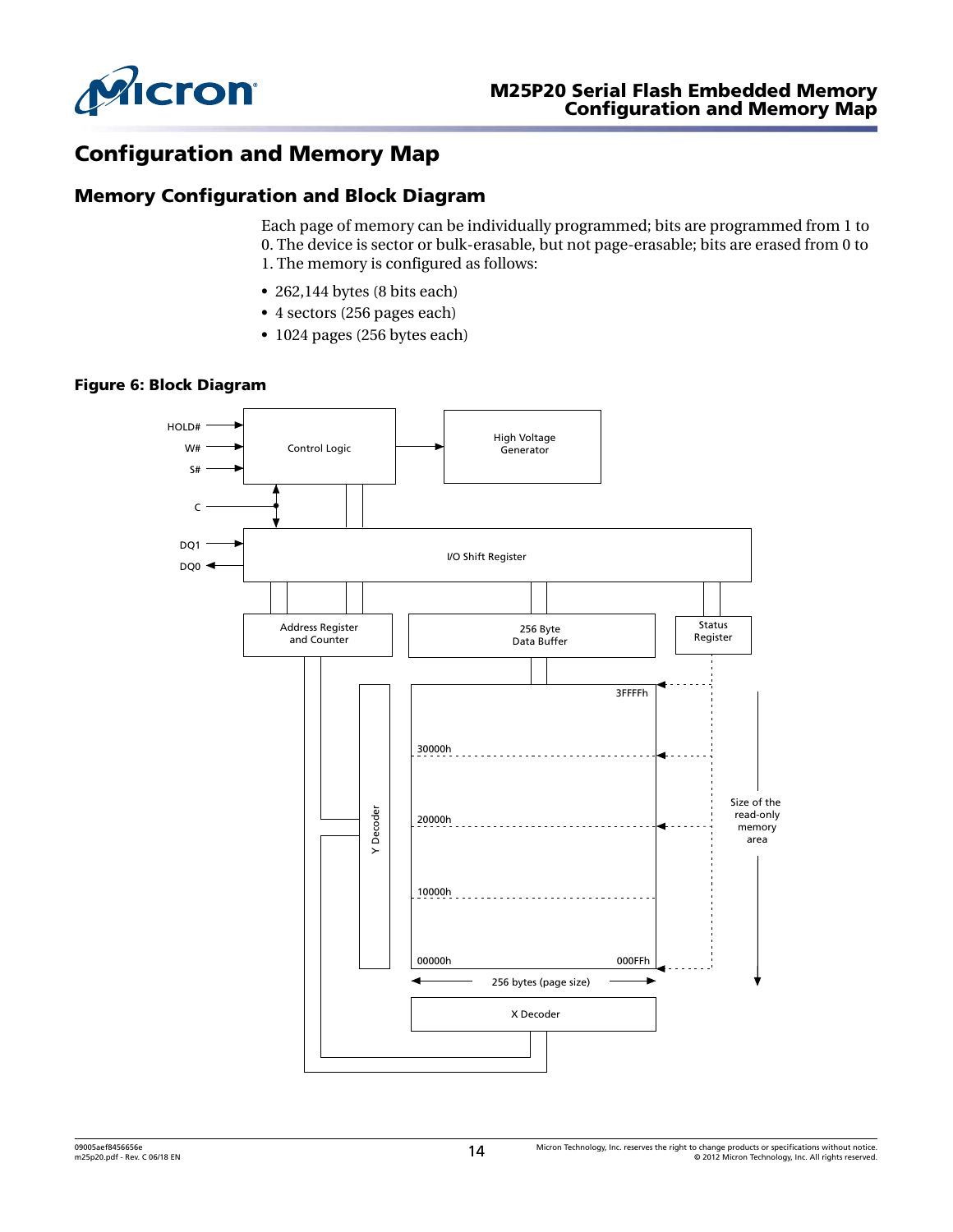# Configuration and Memory Map

## Memory Configuration and Block Diagram

Each page of memory can be individually programmed; bits are programmed from 1 to 0. The device is sector or bulk-erasable, but not page-erasable; bits are erased from 0 to 1. The memory is configured as follows:

- 262,144 bytes (8 bits each)
- 4 sectors (256 pages each)
- 1024 pages (256 bytes each)

**Figure 6: Block Diagram**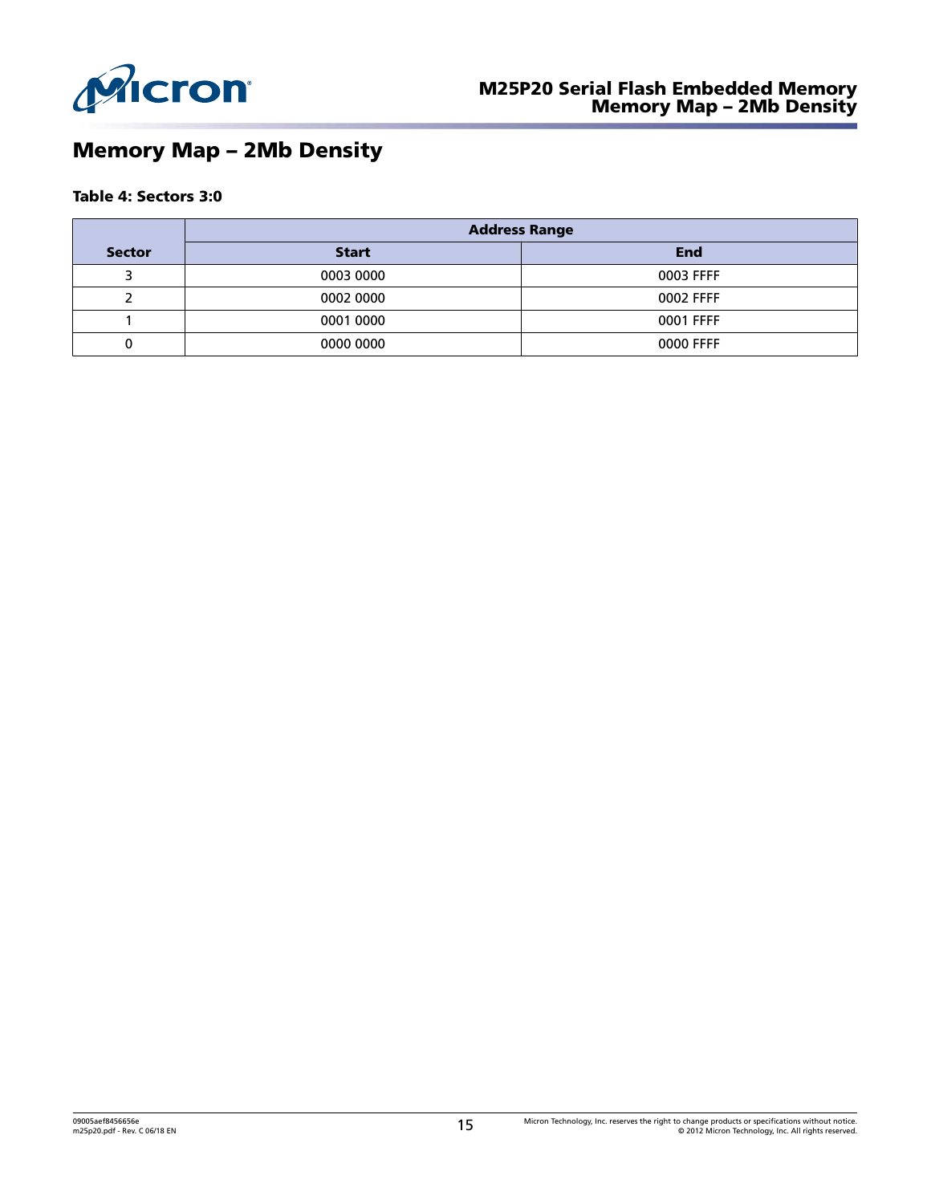# Memory Map – 2Mb Density

**Table 4: Sectors 3:0**

| Sector | Address Range | |
|---|---|---|
| | Start | End |
| 3 | 0003 0000 | 0003 FFFF |
| 2 | 0002 0000 | 0002 FFFF |
| 1 | 0001 0000 | 0001 FFFF |
| 0 | 0000 0000 | 0000 FFFF |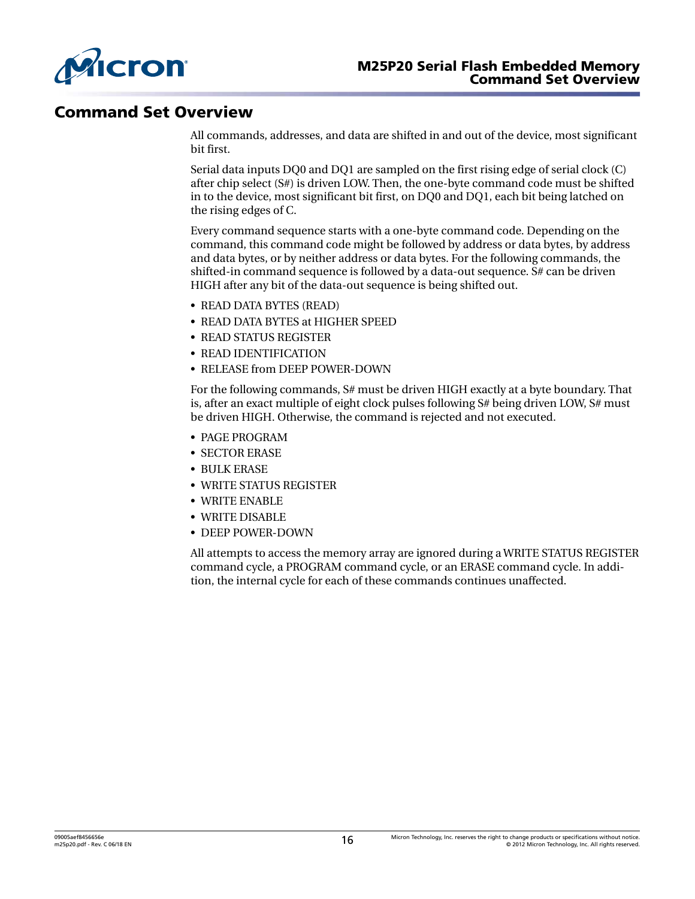# Command Set Overview

All commands, addresses, and data are shifted in and out of the device, most significant bit first.

Serial data inputs DQ0 and DQ1 are sampled on the first rising edge of serial clock (C) after chip select (S#) is driven LOW. Then, the one-byte command code must be shifted in to the device, most significant bit first, on DQ0 and DQ1, each bit being latched on the rising edges of C.

Every command sequence starts with a one-byte command code. Depending on the command, this command code might be followed by address or data bytes, by address and data bytes, or by neither address or data bytes. For the following commands, the shifted-in command sequence is followed by a data-out sequence. S# can be driven HIGH after any bit of the data-out sequence is being shifted out.

- READ DATA BYTES (READ)
- READ DATA BYTES at HIGHER SPEED
- READ STATUS REGISTER
- READ IDENTIFICATION
- RELEASE from DEEP POWER-DOWN

For the following commands, S# must be driven HIGH exactly at a byte boundary. That is, after an exact multiple of eight clock pulses following S# being driven LOW, S# must be driven HIGH. Otherwise, the command is rejected and not executed.

- PAGE PROGRAM
- SECTOR ERASE
- BULK ERASE
- WRITE STATUS REGISTER
- WRITE ENABLE
- WRITE DISABLE
- DEEP POWER-DOWN

All attempts to access the memory array are ignored during a WRITE STATUS REGISTER command cycle, a PROGRAM command cycle, or an ERASE command cycle. In addition, the internal cycle for each of these commands continues unaffected.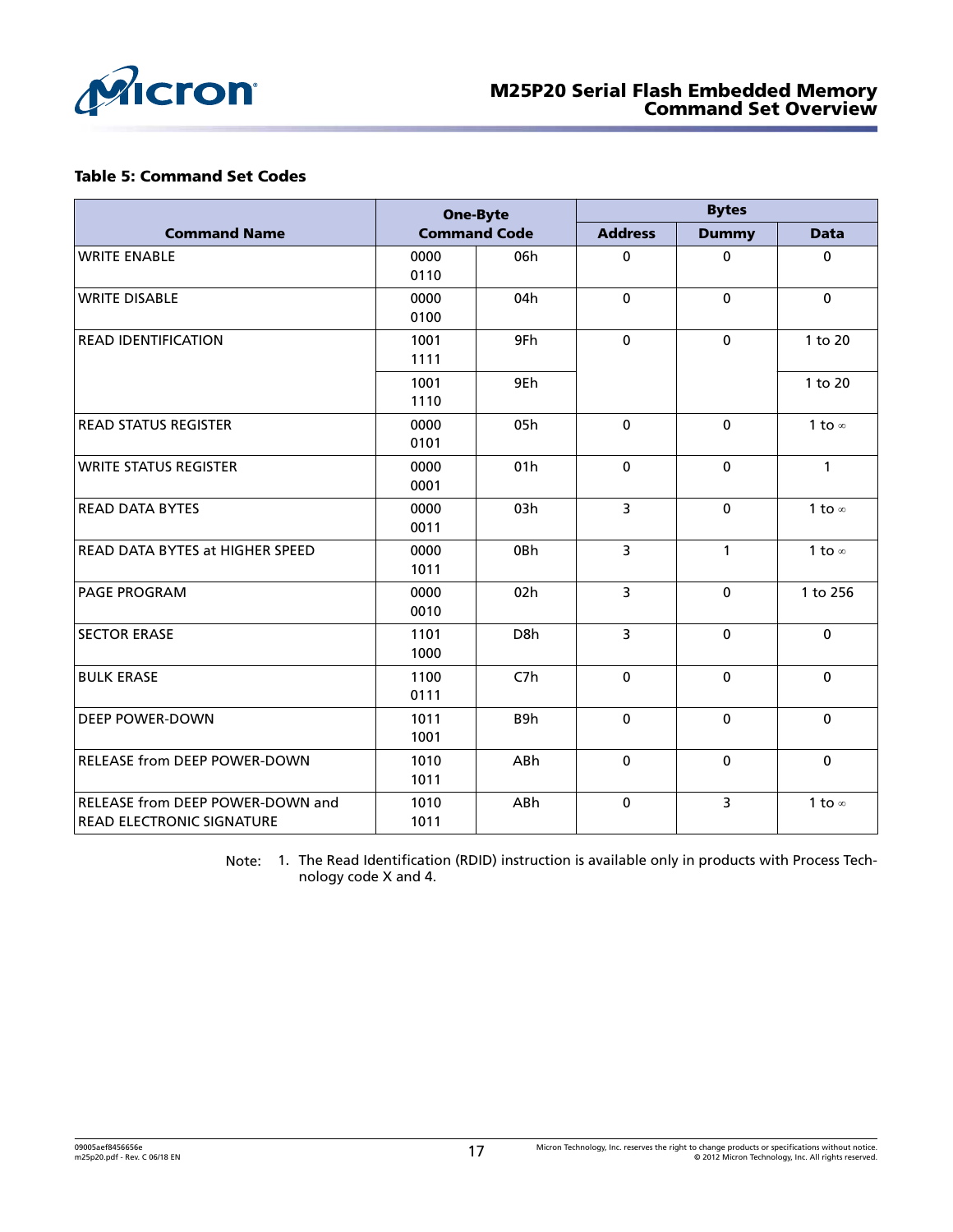**Table 5: Command Set Codes**

| Command Name | One-Byte Command Code | | Bytes | | |
|---|---|---|---|---|---|
| | | | Address | Dummy | Data |
| WRITE ENABLE | 0000 0110 | 06h | 0 | 0 | 0 |
| WRITE DISABLE | 0000 0100 | 04h | 0 | 0 | 0 |
| READ IDENTIFICATION | 1001 1111 | 9Fh | 0 | 0 | 1 to 20 |
| | 1001 1110 | 9Eh | | | 1 to 20 |
| READ STATUS REGISTER | 0000 0101 | 05h | 0 | 0 | 1 to ∞ |
| WRITE STATUS REGISTER | 0000 0001 | 01h | 0 | 0 | 1 |
| READ DATA BYTES | 0000 0011 | 03h | 3 | 0 | 1 to ∞ |
| READ DATA BYTES at HIGHER SPEED | 0000 1011 | 0Bh | 3 | 1 | 1 to ∞ |
| PAGE PROGRAM | 0000 0010 | 02h | 3 | 0 | 1 to 256 |
| SECTOR ERASE | 1101 1000 | D8h | 3 | 0 | 0 |
| BULK ERASE | 1100 0111 | C7h | 0 | 0 | 0 |
| DEEP POWER-DOWN | 1011 1001 | B9h | 0 | 0 | 0 |
| RELEASE from DEEP POWER-DOWN | 1010 1011 | ABh | 0 | 0 | 0 |
| RELEASE from DEEP POWER-DOWN and READ ELECTRONIC SIGNATURE | 1010 1011 | ABh | 0 | 3 | 1 to ∞ |

Note: 1. The Read Identification (RDID) instruction is available only in products with Process Technology code X and 4.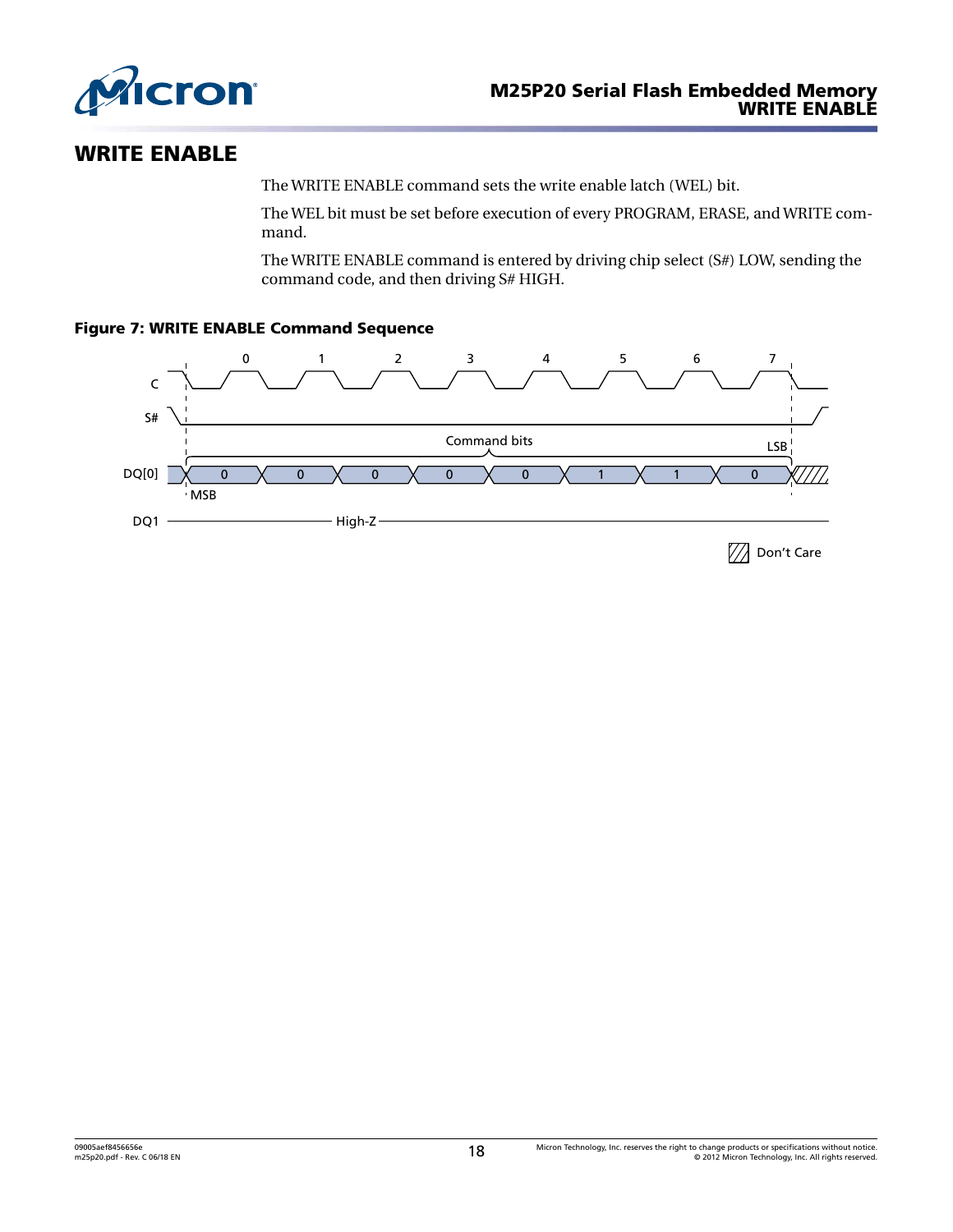## WRITE ENABLE

The WRITE ENABLE command sets the write enable latch (WEL) bit.

The WEL bit must be set before execution of every PROGRAM, ERASE, and WRITE command.

The WRITE ENABLE command is entered by driving chip select (S#) LOW, sending the command code, and then driving S# HIGH.

**Figure 7: WRITE ENABLE Command Sequence**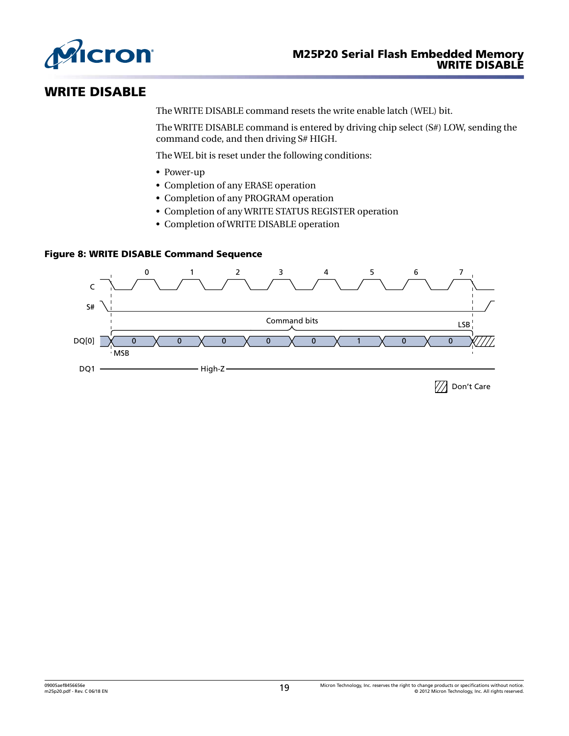# WRITE DISABLE

The WRITE DISABLE command resets the write enable latch (WEL) bit.

The WRITE DISABLE command is entered by driving chip select (S#) LOW, sending the command code, and then driving S# HIGH.

The WEL bit is reset under the following conditions:

- Power-up
- Completion of any ERASE operation
- Completion of any PROGRAM operation
- Completion of any WRITE STATUS REGISTER operation
- Completion of WRITE DISABLE operation

**Figure 8: WRITE DISABLE Command Sequence**

C 0 1 2 3 4 5 6 7

S#

Command bits

DQ[0] 0 0 0 0 0 1 0 0

MSB LSB

DQ1 High-Z

Don't Care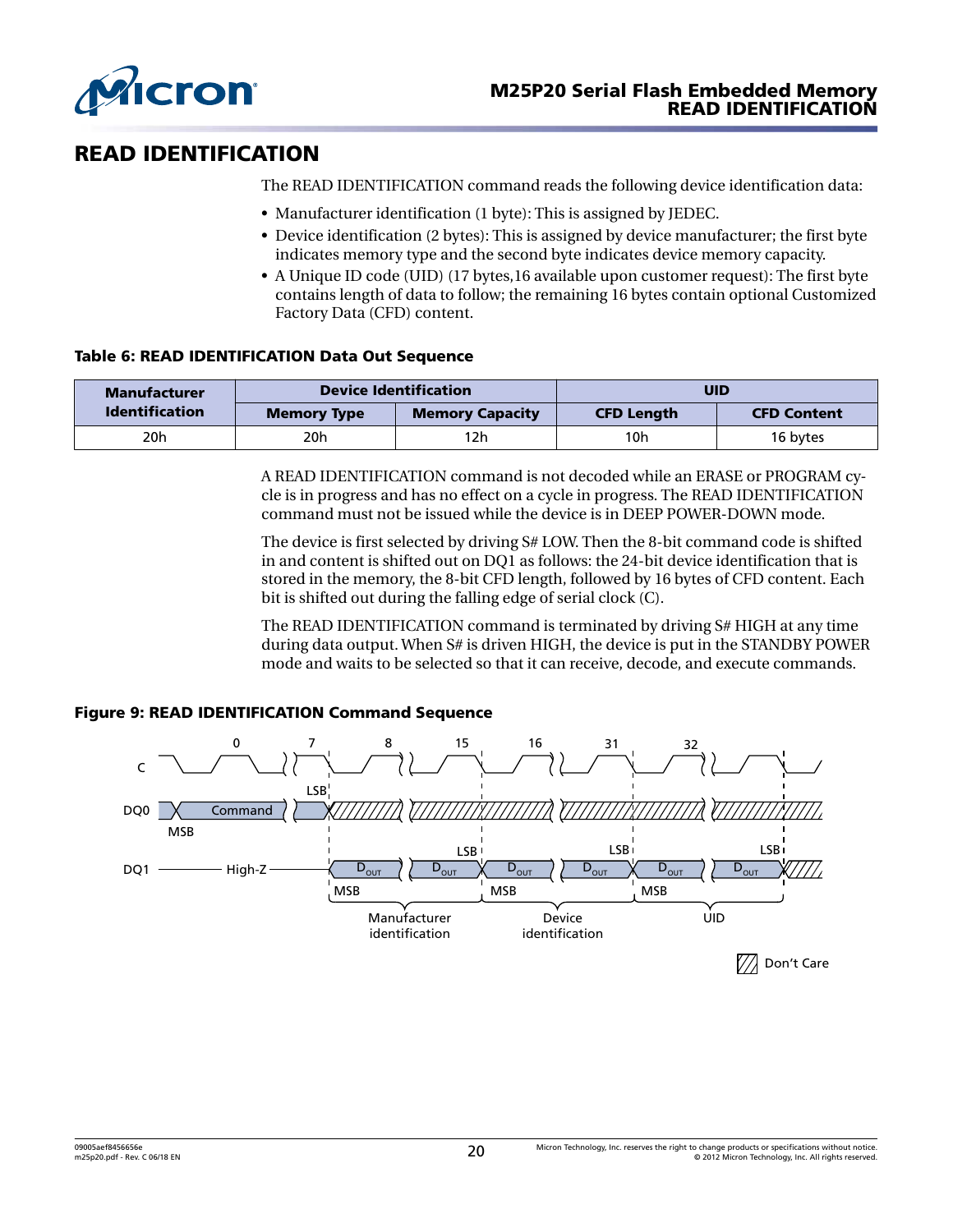# READ IDENTIFICATION

The READ IDENTIFICATION command reads the following device identification data:

- Manufacturer identification (1 byte): This is assigned by JEDEC.
- Device identification (2 bytes): This is assigned by device manufacturer; the first byte indicates memory type and the second byte indicates device memory capacity.
- A Unique ID code (UID) (17 bytes,16 available upon customer request): The first byte contains length of data to follow; the remaining 16 bytes contain optional Customized Factory Data (CFD) content.

**Table 6: READ IDENTIFICATION Data Out Sequence**

| Manufacturer Identification | Device Identification | | UID | |
|---|---|---|---|---|
| | Memory Type | Memory Capacity | CFD Length | CFD Content |
| 20h | 20h | 12h | 10h | 16 bytes |

A READ IDENTIFICATION command is not decoded while an ERASE or PROGRAM cycle is in progress and has no effect on a cycle in progress. The READ IDENTIFICATION command must not be issued while the device is in DEEP POWER-DOWN mode.

The device is first selected by driving S# LOW. Then the 8-bit command code is shifted in and content is shifted out on DQ1 as follows: the 24-bit device identification that is stored in the memory, the 8-bit CFD length, followed by 16 bytes of CFD content. Each bit is shifted out during the falling edge of serial clock (C).

The READ IDENTIFICATION command is terminated by driving S# HIGH at any time during data output. When S# is driven HIGH, the device is put in the STANDBY POWER mode and waits to be selected so that it can receive, decode, and execute commands.

**Figure 9: READ IDENTIFICATION Command Sequence**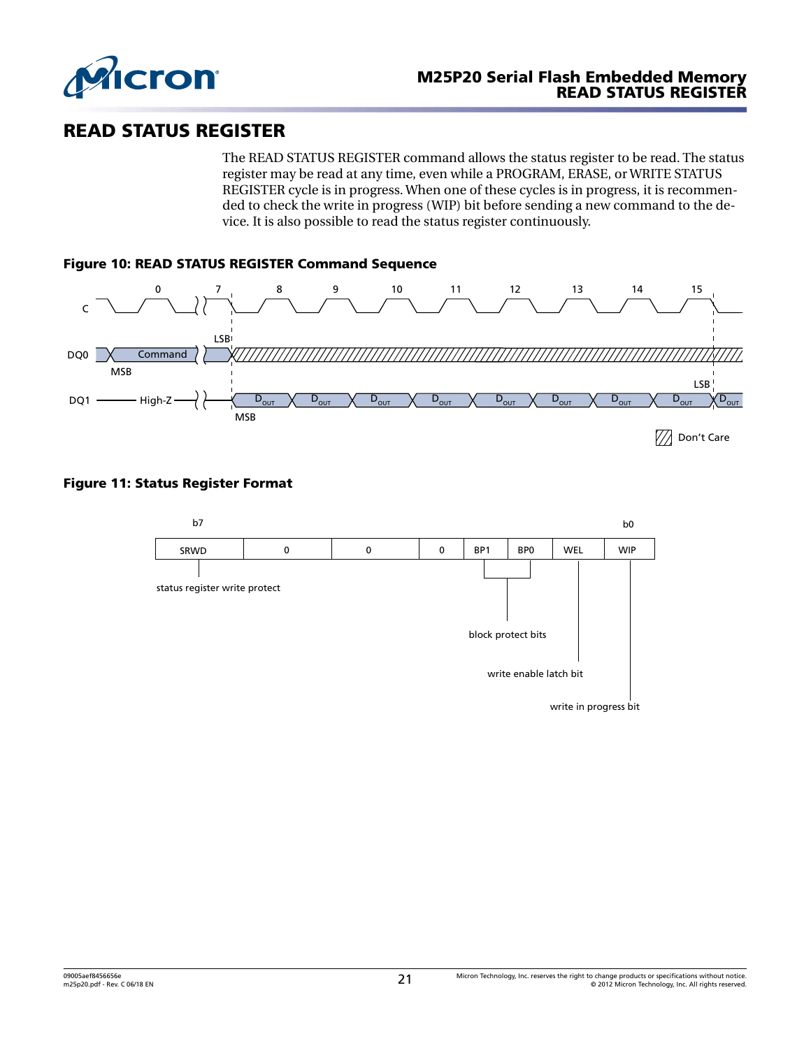# READ STATUS REGISTER

The READ STATUS REGISTER command allows the status register to be read. The status register may be read at any time, even while a PROGRAM, ERASE, or WRITE STATUS REGISTER cycle is in progress. When one of these cycles is in progress, it is recommended to check the write in progress (WIP) bit before sending a new command to the device. It is also possible to read the status register continuously.

**Figure 10: READ STATUS REGISTER Command Sequence**

**Figure 11: Status Register Format**

| b7 | | | | | | | b0 |
|---|---|---|---|---|---|---|---|
| SRWD | 0 | 0 | 0 | BP1 | BP0 | WEL | WIP |

- SRWD: status register write protect
- BP1, BP0: block protect bits
- WEL: write enable latch bit
- WIP: write in progress bit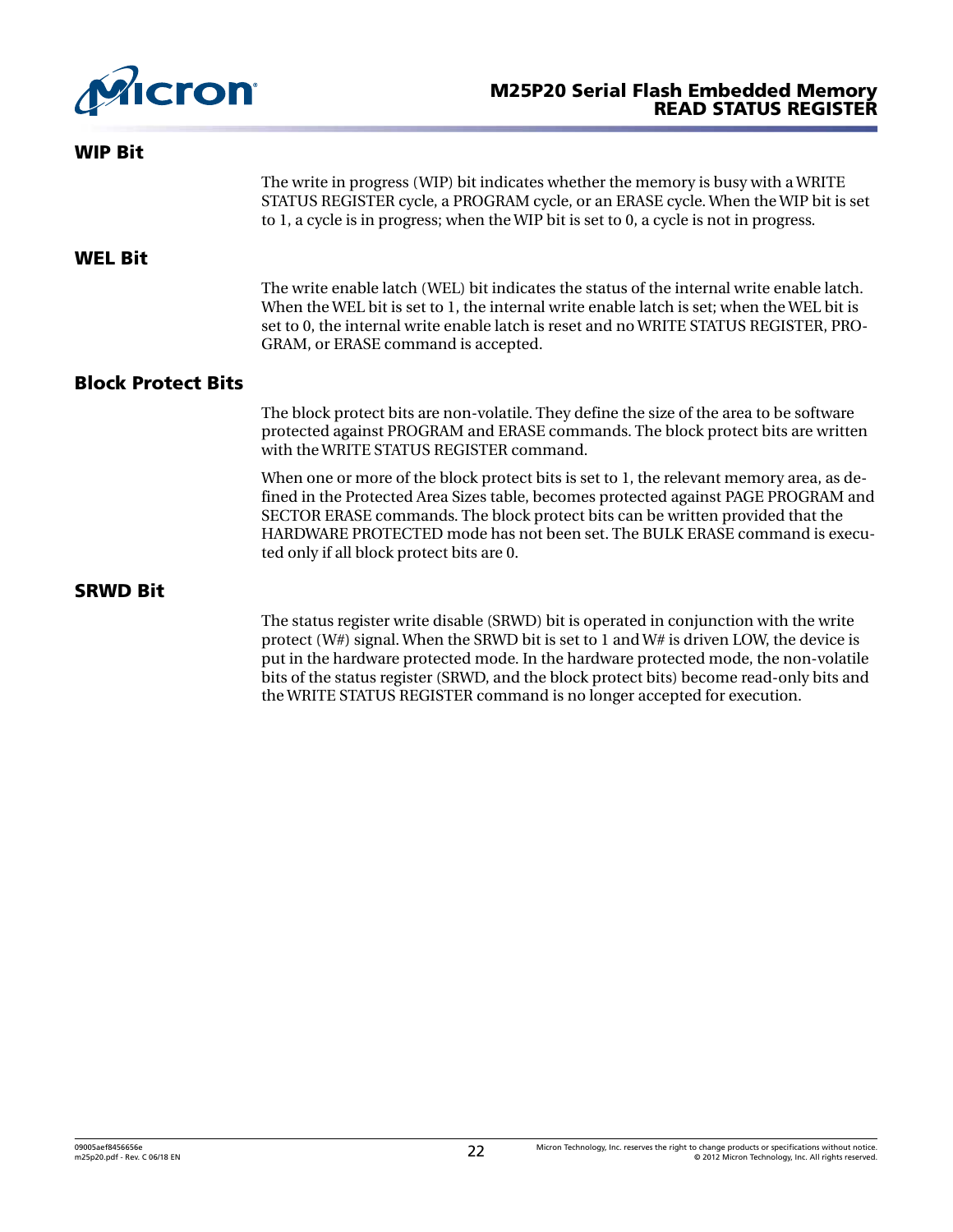## WIP Bit

The write in progress (WIP) bit indicates whether the memory is busy with a WRITE STATUS REGISTER cycle, a PROGRAM cycle, or an ERASE cycle. When the WIP bit is set to 1, a cycle is in progress; when the WIP bit is set to 0, a cycle is not in progress.

## WEL Bit

The write enable latch (WEL) bit indicates the status of the internal write enable latch. When the WEL bit is set to 1, the internal write enable latch is set; when the WEL bit is set to 0, the internal write enable latch is reset and no WRITE STATUS REGISTER, PROGRAM, or ERASE command is accepted.

## Block Protect Bits

The block protect bits are non-volatile. They define the size of the area to be software protected against PROGRAM and ERASE commands. The block protect bits are written with the WRITE STATUS REGISTER command.

When one or more of the block protect bits is set to 1, the relevant memory area, as defined in the Protected Area Sizes table, becomes protected against PAGE PROGRAM and SECTOR ERASE commands. The block protect bits can be written provided that the HARDWARE PROTECTED mode has not been set. The BULK ERASE command is executed only if all block protect bits are 0.

## SRWD Bit

The status register write disable (SRWD) bit is operated in conjunction with the write protect (W#) signal. When the SRWD bit is set to 1 and W# is driven LOW, the device is put in the hardware protected mode. In the hardware protected mode, the non-volatile bits of the status register (SRWD, and the block protect bits) become read-only bits and the WRITE STATUS REGISTER command is no longer accepted for execution.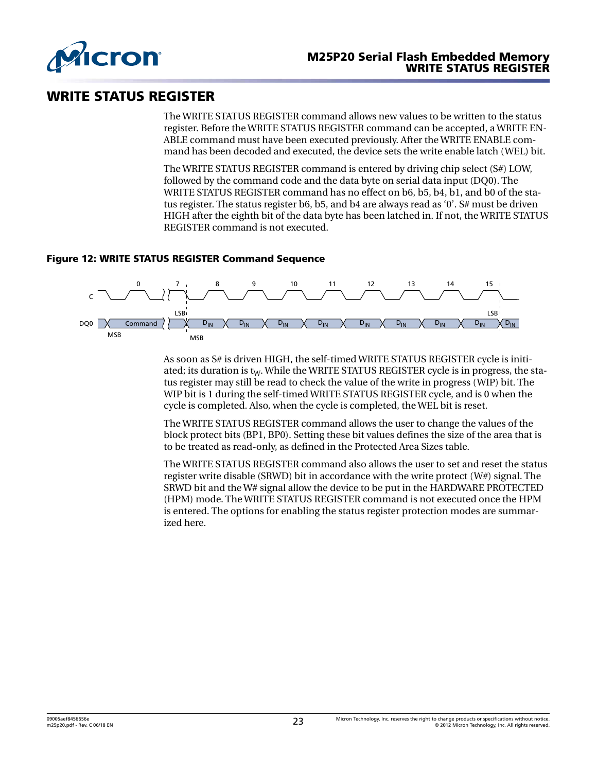## WRITE STATUS REGISTER

The WRITE STATUS REGISTER command allows new values to be written to the status register. Before the WRITE STATUS REGISTER command can be accepted, a WRITE ENABLE command must have been executed previously. After the WRITE ENABLE command has been decoded and executed, the device sets the write enable latch (WEL) bit.

The WRITE STATUS REGISTER command is entered by driving chip select (S#) LOW, followed by the command code and the data byte on serial data input (DQ0). The WRITE STATUS REGISTER command has no effect on b6, b5, b4, b1, and b0 of the status register. The status register b6, b5, and b4 are always read as '0'. S# must be driven HIGH after the eighth bit of the data byte has been latched in. If not, the WRITE STATUS REGISTER command is not executed.

**Figure 12: WRITE STATUS REGISTER Command Sequence**

As soon as S# is driven HIGH, the self-timed WRITE STATUS REGISTER cycle is initiated; its duration is $t_W$. While the WRITE STATUS REGISTER cycle is in progress, the status register may still be read to check the value of the write in progress (WIP) bit. The WIP bit is 1 during the self-timed WRITE STATUS REGISTER cycle, and is 0 when the cycle is completed. Also, when the cycle is completed, the WEL bit is reset.

The WRITE STATUS REGISTER command allows the user to change the values of the block protect bits (BP1, BP0). Setting these bit values defines the size of the area that is to be treated as read-only, as defined in the Protected Area Sizes table.

The WRITE STATUS REGISTER command also allows the user to set and reset the status register write disable (SRWD) bit in accordance with the write protect (W#) signal. The SRWD bit and the W# signal allow the device to be put in the HARDWARE PROTECTED (HPM) mode. The WRITE STATUS REGISTER command is not executed once the HPM is entered. The options for enabling the status register protection modes are summarized here.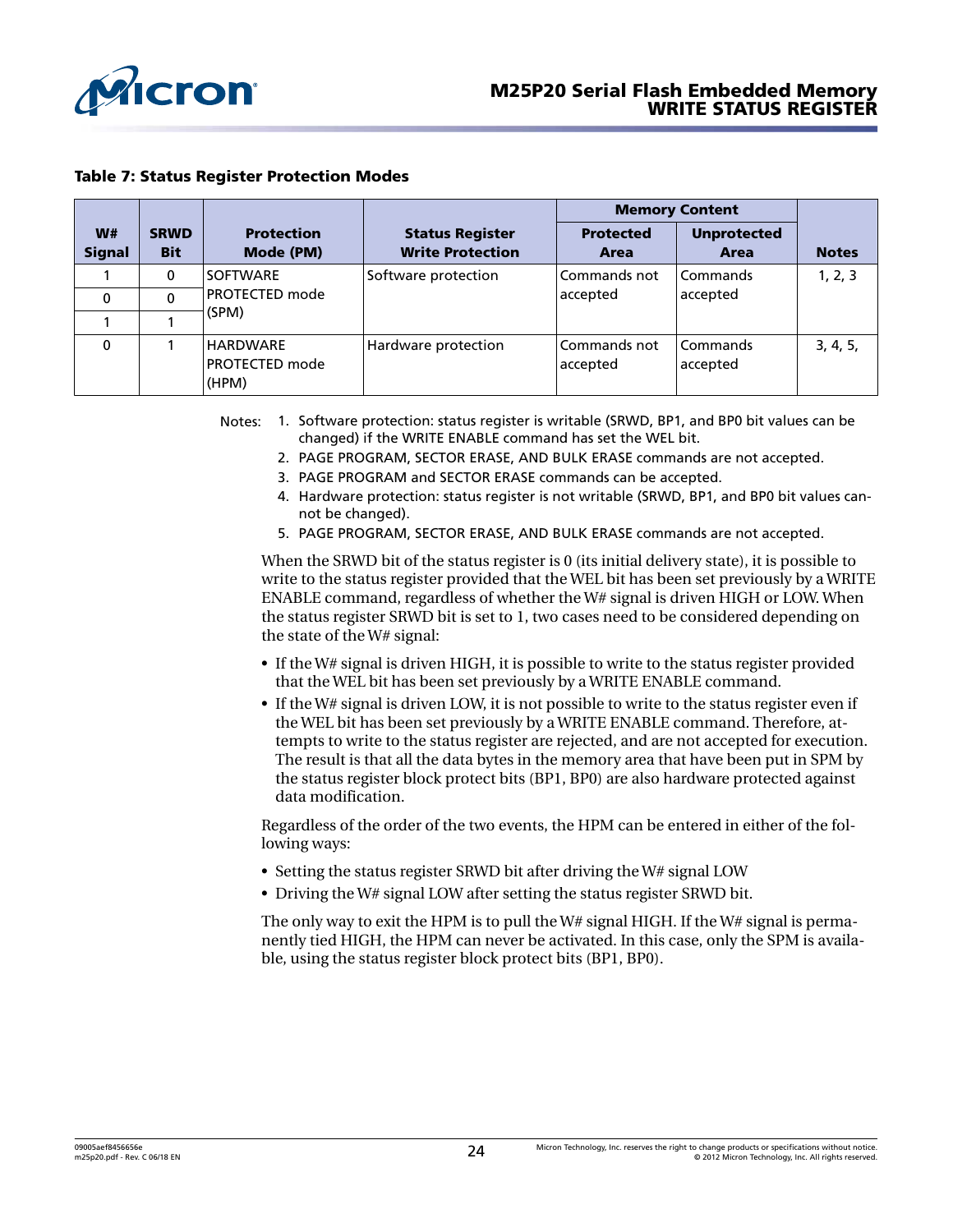**Table 7: Status Register Protection Modes**

| W# Signal | SRWD Bit | Protection Mode (PM) | Status Register Write Protection | Memory Content | | Notes |
|---|---|---|---|---|---|---|
| | | | | Protected Area | Unprotected Area | |
| 1 | 0 | SOFTWARE PROTECTED mode (SPM) | Software protection | Commands not accepted | Commands accepted | 1, 2, 3 |
| 0 | 0 | | | | | |
| 1 | 1 | | | | | |
| 0 | 1 | HARDWARE PROTECTED mode (HPM) | Hardware protection | Commands not accepted | Commands accepted | 3, 4, 5, |

Notes:
1. Software protection: status register is writable (SRWD, BP1, and BP0 bit values can be changed) if the WRITE ENABLE command has set the WEL bit.
2. PAGE PROGRAM, SECTOR ERASE, AND BULK ERASE commands are not accepted.
3. PAGE PROGRAM and SECTOR ERASE commands can be accepted.
4. Hardware protection: status register is not writable (SRWD, BP1, and BP0 bit values cannot be changed).
5. PAGE PROGRAM, SECTOR ERASE, AND BULK ERASE commands are not accepted.

When the SRWD bit of the status register is 0 (its initial delivery state), it is possible to write to the status register provided that the WEL bit has been set previously by a WRITE ENABLE command, regardless of whether the W# signal is driven HIGH or LOW. When the status register SRWD bit is set to 1, two cases need to be considered depending on the state of the W# signal:

- If the W# signal is driven HIGH, it is possible to write to the status register provided that the WEL bit has been set previously by a WRITE ENABLE command.
- If the W# signal is driven LOW, it is not possible to write to the status register even if the WEL bit has been set previously by a WRITE ENABLE command. Therefore, attempts to write to the status register are rejected, and are not accepted for execution. The result is that all the data bytes in the memory area that have been put in SPM by the status register block protect bits (BP1, BP0) are also hardware protected against data modification.

Regardless of the order of the two events, the HPM can be entered in either of the following ways:

- Setting the status register SRWD bit after driving the W# signal LOW
- Driving the W# signal LOW after setting the status register SRWD bit.

The only way to exit the HPM is to pull the W# signal HIGH. If the W# signal is permanently tied HIGH, the HPM can never be activated. In this case, only the SPM is available, using the status register block protect bits (BP1, BP0).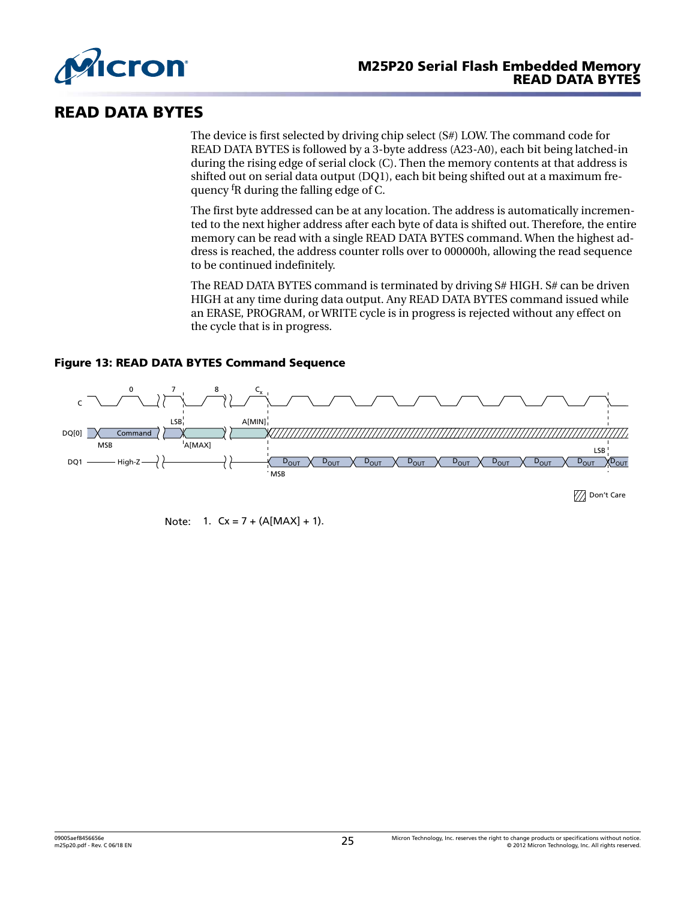# READ DATA BYTES

The device is first selected by driving chip select (S#) LOW. The command code for READ DATA BYTES is followed by a 3-byte address (A23-A0), each bit being latched-in during the rising edge of serial clock (C). Then the memory contents at that address is shifted out on serial data output (DQ1), each bit being shifted out at a maximum frequency $^{f}$R during the falling edge of C.

The first byte addressed can be at any location. The address is automatically incremented to the next higher address after each byte of data is shifted out. Therefore, the entire memory can be read with a single READ DATA BYTES command. When the highest address is reached, the address counter rolls over to 000000h, allowing the read sequence to be continued indefinitely.

The READ DATA BYTES command is terminated by driving S# HIGH. S# can be driven HIGH at any time during data output. Any READ DATA BYTES command issued while an ERASE, PROGRAM, or WRITE cycle is in progress is rejected without any effect on the cycle that is in progress.

**Figure 13: READ DATA BYTES Command Sequence**

Note: 1. Cx = 7 + (A[MAX] + 1).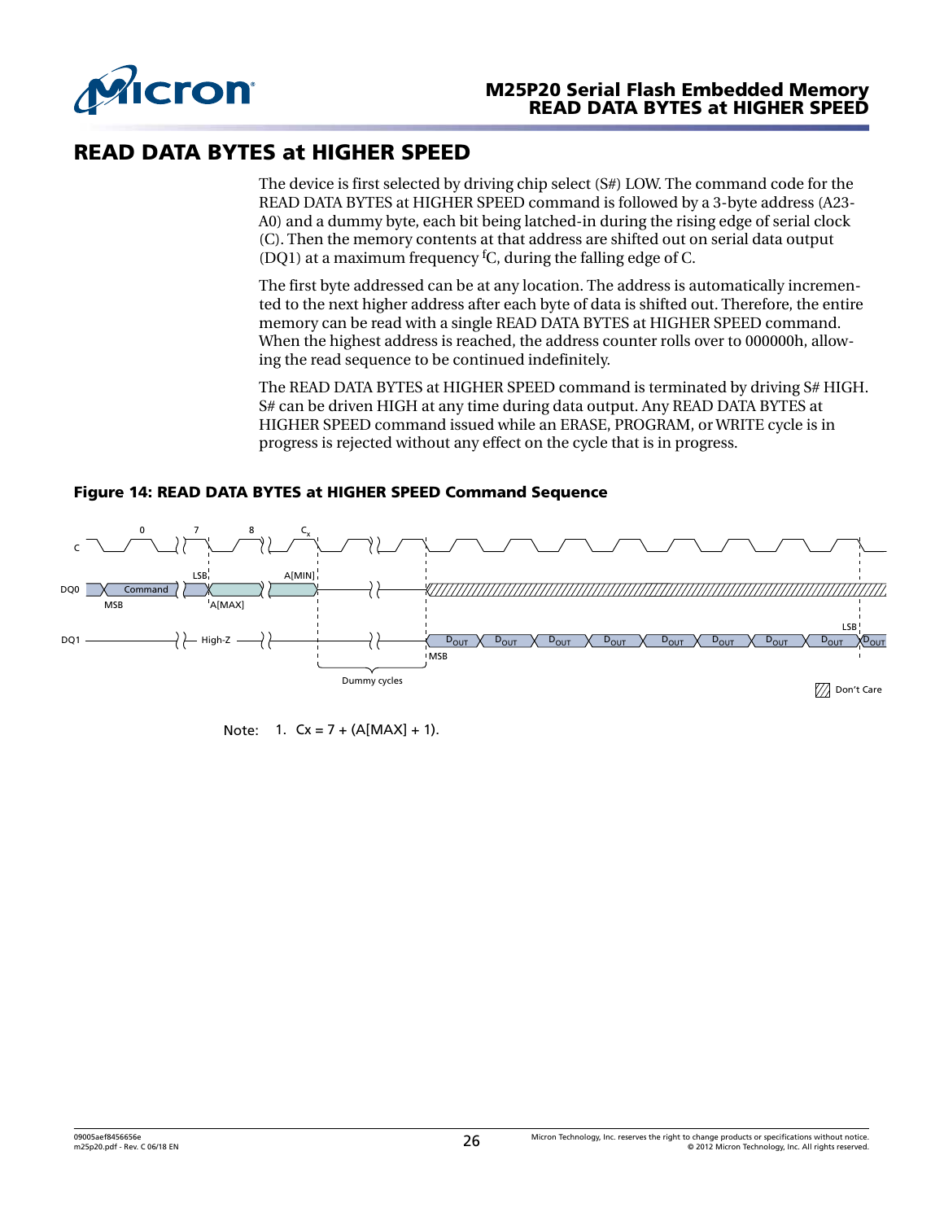# READ DATA BYTES at HIGHER SPEED

The device is first selected by driving chip select (S#) LOW. The command code for the READ DATA BYTES at HIGHER SPEED command is followed by a 3-byte address (A23-A0) and a dummy byte, each bit being latched-in during the rising edge of serial clock (C). Then the memory contents at that address are shifted out on serial data output (DQ1) at a maximum frequency $^{f}$C, during the falling edge of C.

The first byte addressed can be at any location. The address is automatically incremented to the next higher address after each byte of data is shifted out. Therefore, the entire memory can be read with a single READ DATA BYTES at HIGHER SPEED command. When the highest address is reached, the address counter rolls over to 000000h, allowing the read sequence to be continued indefinitely.

The READ DATA BYTES at HIGHER SPEED command is terminated by driving S# HIGH. S# can be driven HIGH at any time during data output. Any READ DATA BYTES at HIGHER SPEED command issued while an ERASE, PROGRAM, or WRITE cycle is in progress is rejected without any effect on the cycle that is in progress.

**Figure 14: READ DATA BYTES at HIGHER SPEED Command Sequence**

Note: 1. Cx = 7 + (A[MAX] + 1).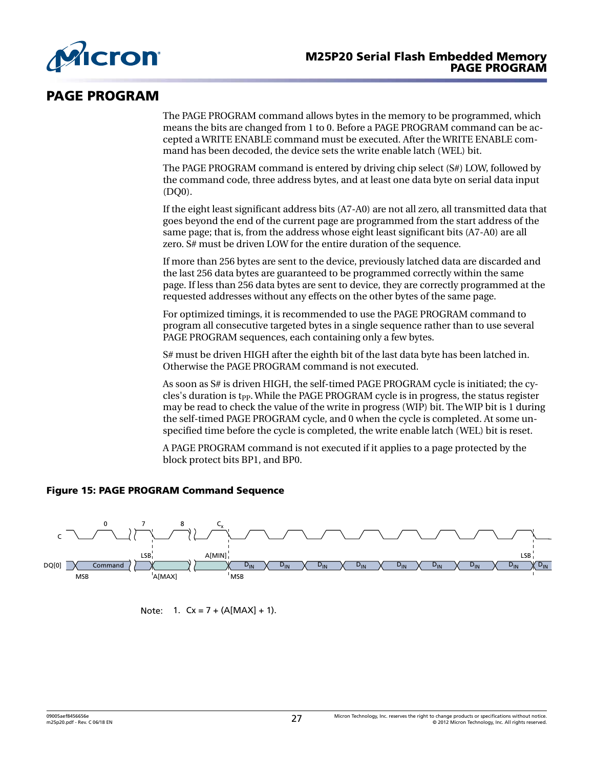# PAGE PROGRAM

The PAGE PROGRAM command allows bytes in the memory to be programmed, which means the bits are changed from 1 to 0. Before a PAGE PROGRAM command can be accepted a WRITE ENABLE command must be executed. After the WRITE ENABLE command has been decoded, the device sets the write enable latch (WEL) bit.

The PAGE PROGRAM command is entered by driving chip select (S#) LOW, followed by the command code, three address bytes, and at least one data byte on serial data input (DQ0).

If the eight least significant address bits (A7-A0) are not all zero, all transmitted data that goes beyond the end of the current page are programmed from the start address of the same page; that is, from the address whose eight least significant bits (A7-A0) are all zero. S# must be driven LOW for the entire duration of the sequence.

If more than 256 bytes are sent to the device, previously latched data are discarded and the last 256 data bytes are guaranteed to be programmed correctly within the same page. If less than 256 data bytes are sent to device, they are correctly programmed at the requested addresses without any effects on the other bytes of the same page.

For optimized timings, it is recommended to use the PAGE PROGRAM command to program all consecutive targeted bytes in a single sequence rather than to use several PAGE PROGRAM sequences, each containing only a few bytes.

S# must be driven HIGH after the eighth bit of the last data byte has been latched in. Otherwise the PAGE PROGRAM command is not executed.

As soon as S# is driven HIGH, the self-timed PAGE PROGRAM cycle is initiated; the cycles's duration is $t_{PP}$. While the PAGE PROGRAM cycle is in progress, the status register may be read to check the value of the write in progress (WIP) bit. The WIP bit is 1 during the self-timed PAGE PROGRAM cycle, and 0 when the cycle is completed. At some unspecified time before the cycle is completed, the write enable latch (WEL) bit is reset.

A PAGE PROGRAM command is not executed if it applies to a page protected by the block protect bits BP1, and BP0.

**Figure 15: PAGE PROGRAM Command Sequence**

Note: 1. Cx = 7 + (A[MAX] + 1).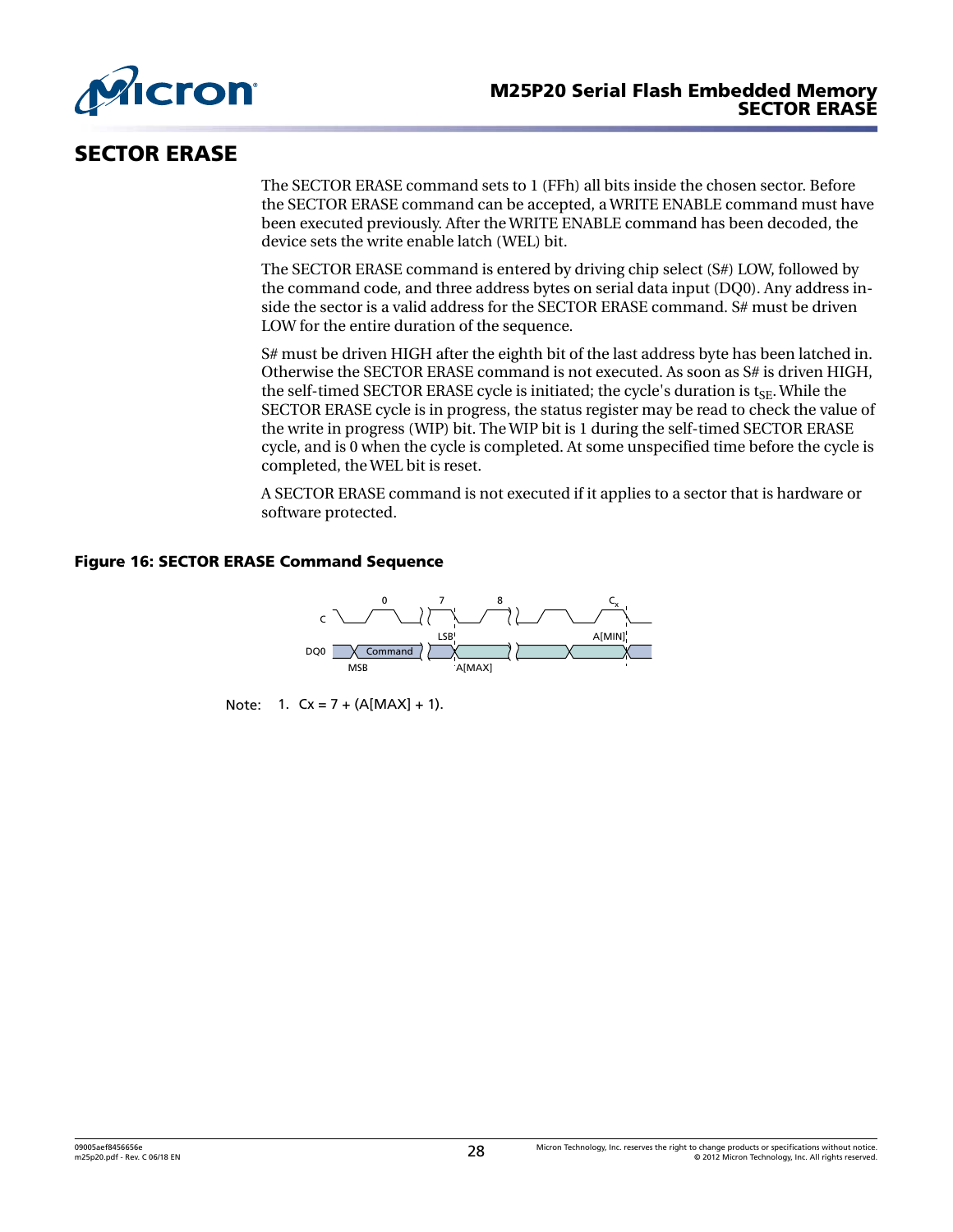# SECTOR ERASE

The SECTOR ERASE command sets to 1 (FFh) all bits inside the chosen sector. Before the SECTOR ERASE command can be accepted, a WRITE ENABLE command must have been executed previously. After the WRITE ENABLE command has been decoded, the device sets the write enable latch (WEL) bit.

The SECTOR ERASE command is entered by driving chip select (S#) LOW, followed by the command code, and three address bytes on serial data input (DQ0). Any address inside the sector is a valid address for the SECTOR ERASE command. S# must be driven LOW for the entire duration of the sequence.

S# must be driven HIGH after the eighth bit of the last address byte has been latched in. Otherwise the SECTOR ERASE command is not executed. As soon as S# is driven HIGH, the self-timed SECTOR ERASE cycle is initiated; the cycle's duration is $t_{SE}$. While the SECTOR ERASE cycle is in progress, the status register may be read to check the value of the write in progress (WIP) bit. The WIP bit is 1 during the self-timed SECTOR ERASE cycle, and is 0 when the cycle is completed. At some unspecified time before the cycle is completed, the WEL bit is reset.

A SECTOR ERASE command is not executed if it applies to a sector that is hardware or software protected.

**Figure 16: SECTOR ERASE Command Sequence**

Note: 1. Cx = 7 + (A[MAX] + 1).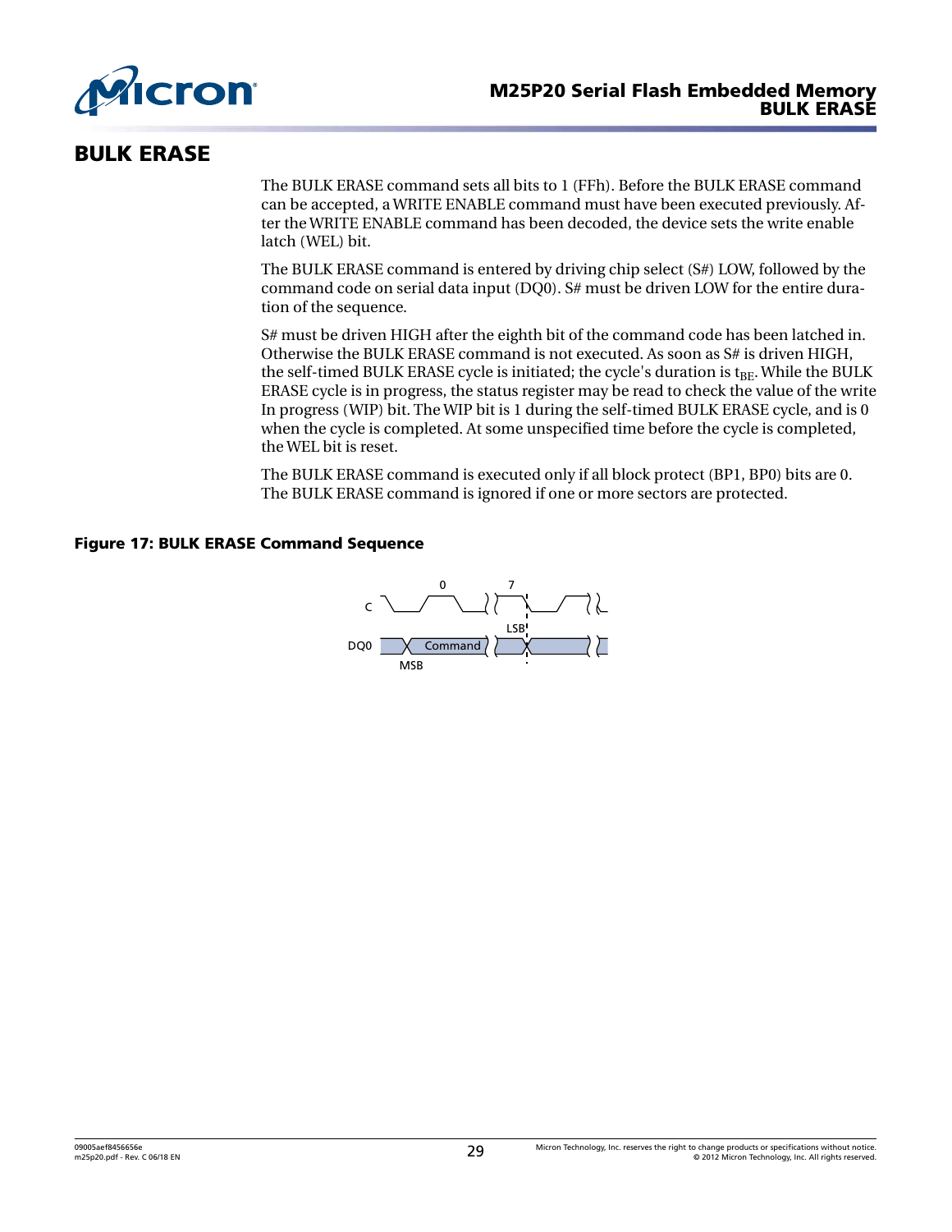# BULK ERASE

The BULK ERASE command sets all bits to 1 (FFh). Before the BULK ERASE command can be accepted, a WRITE ENABLE command must have been executed previously. After the WRITE ENABLE command has been decoded, the device sets the write enable latch (WEL) bit.

The BULK ERASE command is entered by driving chip select (S#) LOW, followed by the command code on serial data input (DQ0). S# must be driven LOW for the entire duration of the sequence.

S# must be driven HIGH after the eighth bit of the command code has been latched in. Otherwise the BULK ERASE command is not executed. As soon as S# is driven HIGH, the self-timed BULK ERASE cycle is initiated; the cycle's duration is $t_{BE}$. While the BULK ERASE cycle is in progress, the status register may be read to check the value of the write In progress (WIP) bit. The WIP bit is 1 during the self-timed BULK ERASE cycle, and is 0 when the cycle is completed. At some unspecified time before the cycle is completed, the WEL bit is reset.

The BULK ERASE command is executed only if all block protect (BP1, BP0) bits are 0. The BULK ERASE command is ignored if one or more sectors are protected.

**Figure 17: BULK ERASE Command Sequence**

C 0 7

LSB

DQ0 Command

MSB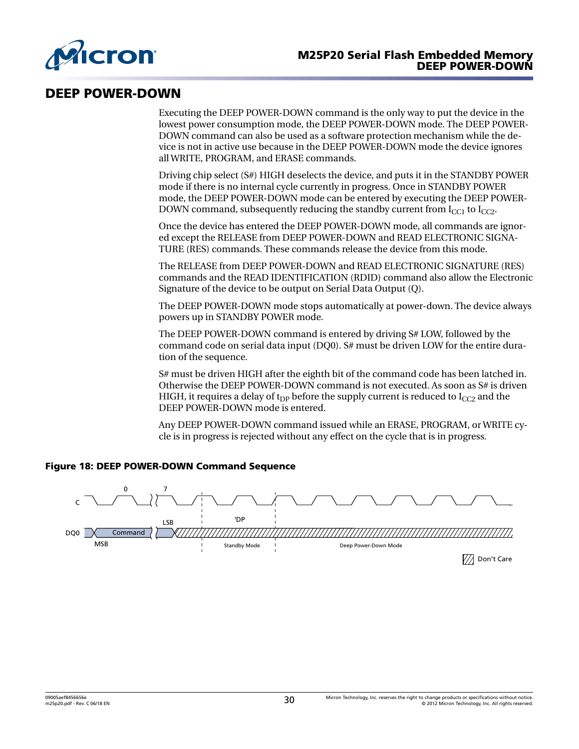# DEEP POWER-DOWN

Executing the DEEP POWER-DOWN command is the only way to put the device in the lowest power consumption mode, the DEEP POWER-DOWN mode. The DEEP POWER-DOWN command can also be used as a software protection mechanism while the device is not in active use because in the DEEP POWER-DOWN mode the device ignores all WRITE, PROGRAM, and ERASE commands.

Driving chip select (S#) HIGH deselects the device, and puts it in the STANDBY POWER mode if there is no internal cycle currently in progress. Once in STANDBY POWER mode, the DEEP POWER-DOWN mode can be entered by executing the DEEP POWER-DOWN command, subsequently reducing the standby current from $I_{CC1}$ to $I_{CC2}$.

Once the device has entered the DEEP POWER-DOWN mode, all commands are ignored except the RELEASE from DEEP POWER-DOWN and READ ELECTRONIC SIGNATURE (RES) commands. These commands release the device from this mode.

The RELEASE from DEEP POWER-DOWN and READ ELECTRONIC SIGNATURE (RES) commands and the READ IDENTIFICATION (RDID) command also allow the Electronic Signature of the device to be output on Serial Data Output (Q).

The DEEP POWER-DOWN mode stops automatically at power-down. The device always powers up in STANDBY POWER mode.

The DEEP POWER-DOWN command is entered by driving S# LOW, followed by the command code on serial data input (DQ0). S# must be driven LOW for the entire duration of the sequence.

S# must be driven HIGH after the eighth bit of the command code has been latched in. Otherwise the DEEP POWER-DOWN command is not executed. As soon as S# is driven HIGH, it requires a delay of $t_{DP}$ before the supply current is reduced to $I_{CC2}$ and the DEEP POWER-DOWN mode is entered.

Any DEEP POWER-DOWN command issued while an ERASE, PROGRAM, or WRITE cycle is in progress is rejected without any effect on the cycle that is in progress.

**Figure 18: DEEP POWER-DOWN Command Sequence**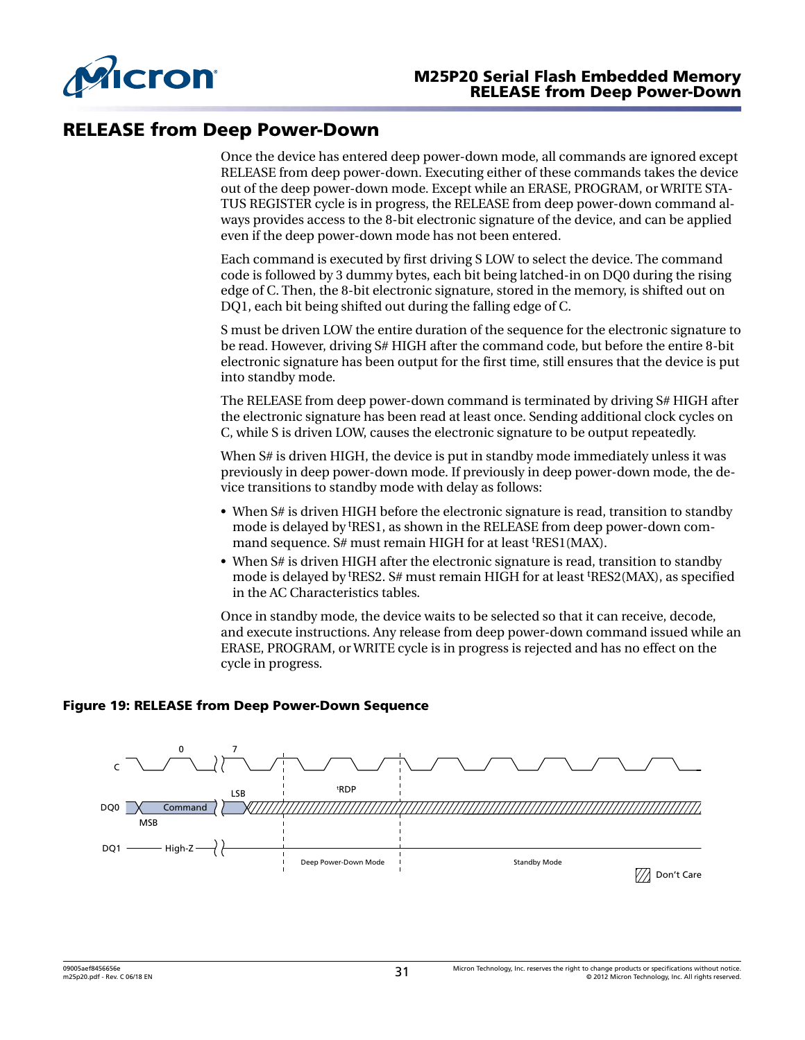## RELEASE from Deep Power-Down

Once the device has entered deep power-down mode, all commands are ignored except RELEASE from deep power-down. Executing either of these commands takes the device out of the deep power-down mode. Except while an ERASE, PROGRAM, or WRITE STATUS REGISTER cycle is in progress, the RELEASE from deep power-down command always provides access to the 8-bit electronic signature of the device, and can be applied even if the deep power-down mode has not been entered.

Each command is executed by first driving S LOW to select the device. The command code is followed by 3 dummy bytes, each bit being latched-in on DQ0 during the rising edge of C. Then, the 8-bit electronic signature, stored in the memory, is shifted out on DQ1, each bit being shifted out during the falling edge of C.

S must be driven LOW the entire duration of the sequence for the electronic signature to be read. However, driving S# HIGH after the command code, but before the entire 8-bit electronic signature has been output for the first time, still ensures that the device is put into standby mode.

The RELEASE from deep power-down command is terminated by driving S# HIGH after the electronic signature has been read at least once. Sending additional clock cycles on C, while S is driven LOW, causes the electronic signature to be output repeatedly.

When S# is driven HIGH, the device is put in standby mode immediately unless it was previously in deep power-down mode. If previously in deep power-down mode, the device transitions to standby mode with delay as follows:

- When S# is driven HIGH before the electronic signature is read, transition to standby mode is delayed by $^t$RES1, as shown in the RELEASE from deep power-down command sequence. S# must remain HIGH for at least $^t$RES1(MAX).
- When S# is driven HIGH after the electronic signature is read, transition to standby mode is delayed by $^t$RES2. S# must remain HIGH for at least $^t$RES2(MAX), as specified in the AC Characteristics tables.

Once in standby mode, the device waits to be selected so that it can receive, decode, and execute instructions. Any release from deep power-down command issued while an ERASE, PROGRAM, or WRITE cycle is in progress is rejected and has no effect on the cycle in progress.

**Figure 19: RELEASE from Deep Power-Down Sequence**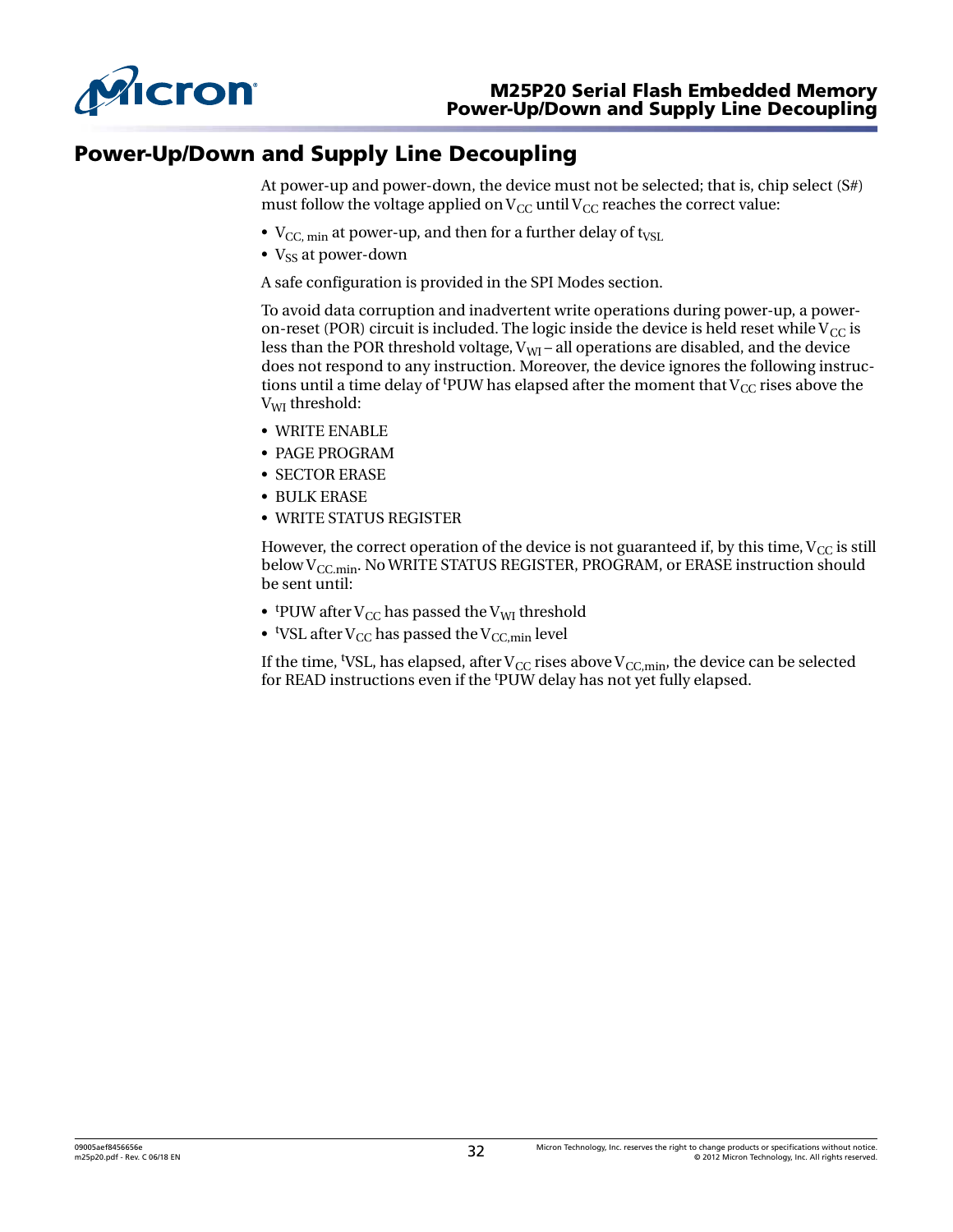# Power-Up/Down and Supply Line Decoupling

At power-up and power-down, the device must not be selected; that is, chip select (S#) must follow the voltage applied on $V_{CC}$ until $V_{CC}$ reaches the correct value:

- $V_{CC,\,min}$ at power-up, and then for a further delay of $t_{VSL}$
- $V_{SS}$ at power-down

A safe configuration is provided in the SPI Modes section.

To avoid data corruption and inadvertent write operations during power-up, a power-on-reset (POR) circuit is included. The logic inside the device is held reset while $V_{CC}$ is less than the POR threshold voltage, $V_{WI}$ – all operations are disabled, and the device does not respond to any instruction. Moreover, the device ignores the following instructions until a time delay of $^{t}$PUW has elapsed after the moment that $V_{CC}$ rises above the $V_{WI}$ threshold:

- WRITE ENABLE
- PAGE PROGRAM
- SECTOR ERASE
- BULK ERASE
- WRITE STATUS REGISTER

However, the correct operation of the device is not guaranteed if, by this time, $V_{CC}$ is still below $V_{CC.min}$. No WRITE STATUS REGISTER, PROGRAM, or ERASE instruction should be sent until:

- $^{t}$PUW after $V_{CC}$ has passed the $V_{WI}$ threshold
- $^{t}$VSL after $V_{CC}$ has passed the $V_{CC,min}$ level

If the time, $^{t}$VSL, has elapsed, after $V_{CC}$ rises above $V_{CC,min}$, the device can be selected for READ instructions even if the $^{t}$PUW delay has not yet fully elapsed.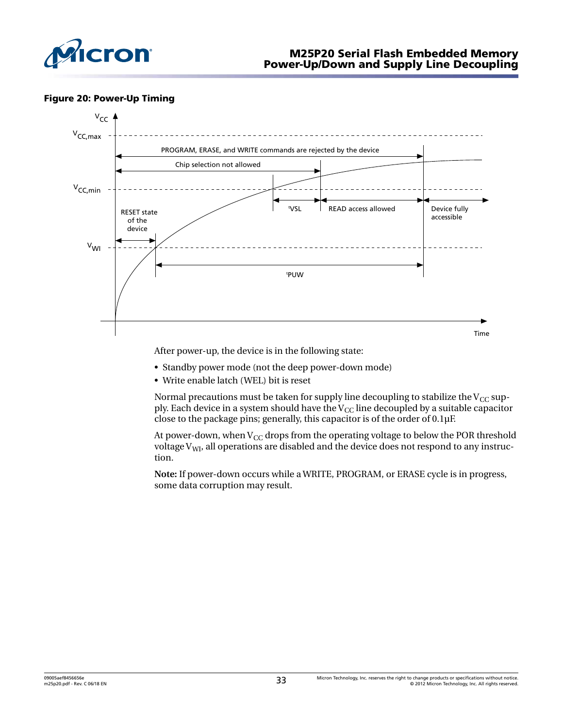**Figure 20: Power-Up Timing**

After power-up, the device is in the following state:

- Standby power mode (not the deep power-down mode)
- Write enable latch (WEL) bit is reset

Normal precautions must be taken for supply line decoupling to stabilize the $V_{CC}$ supply. Each device in a system should have the $V_{CC}$ line decoupled by a suitable capacitor close to the package pins; generally, this capacitor is of the order of 0.1µF.

At power-down, when $V_{CC}$ drops from the operating voltage to below the POR threshold voltage $V_{WI}$, all operations are disabled and the device does not respond to any instruction.

**Note:** If power-down occurs while a WRITE, PROGRAM, or ERASE cycle is in progress, some data corruption may result.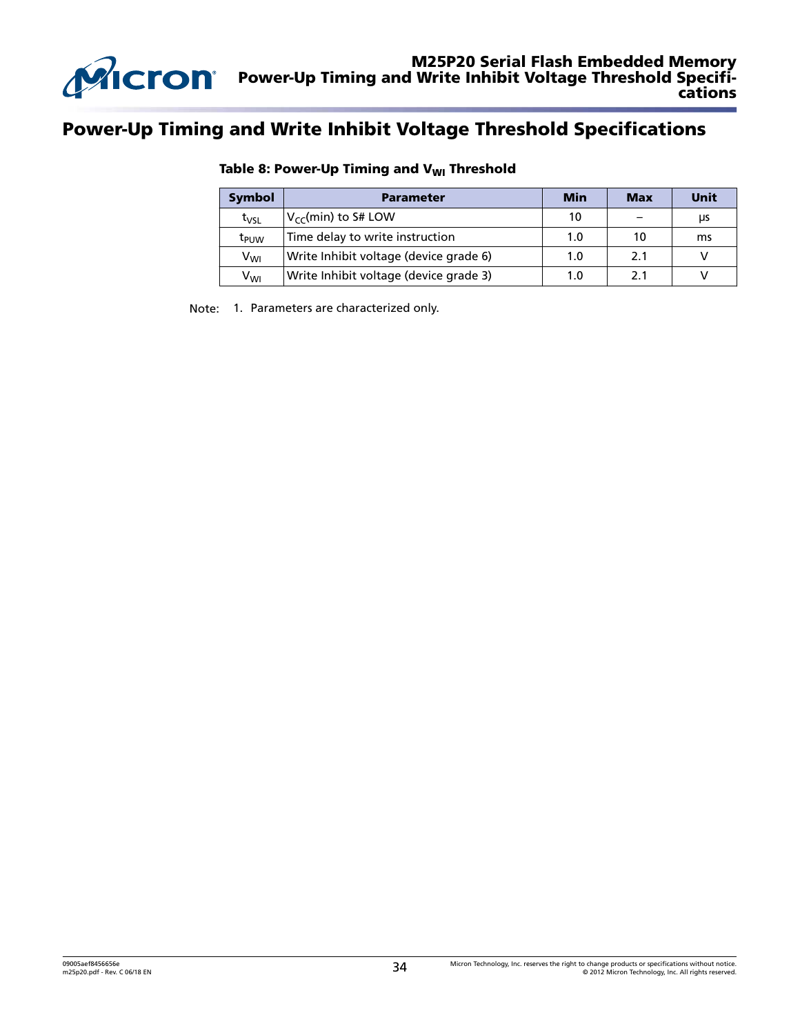# Power-Up Timing and Write Inhibit Voltage Threshold Specifications

**Table 8: Power-Up Timing and $V_{WI}$ Threshold**

| Symbol | Parameter | Min | Max | Unit |
|---|---|---|---|---|
| $t_{VSL}$ | $V_{CC}$(min) to S# LOW | 10 | – | µs |
| $t_{PUW}$ | Time delay to write instruction | 1.0 | 10 | ms |
| $V_{WI}$ | Write Inhibit voltage (device grade 6) | 1.0 | 2.1 | V |
| $V_{WI}$ | Write Inhibit voltage (device grade 3) | 1.0 | 2.1 | V |

Note: 1. Parameters are characterized only.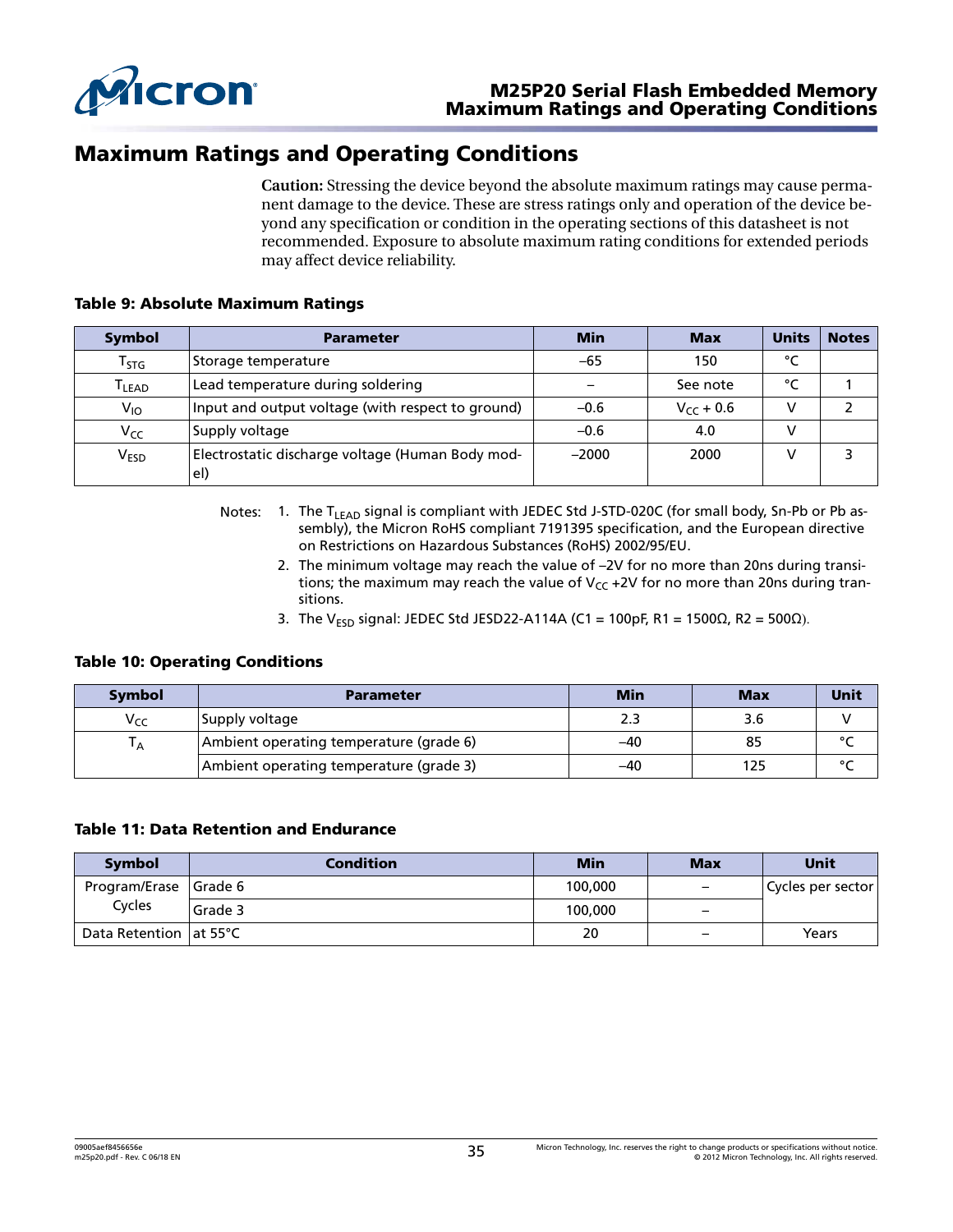# Maximum Ratings and Operating Conditions

**Caution:** Stressing the device beyond the absolute maximum ratings may cause permanent damage to the device. These are stress ratings only and operation of the device beyond any specification or condition in the operating sections of this datasheet is not recommended. Exposure to absolute maximum rating conditions for extended periods may affect device reliability.

**Table 9: Absolute Maximum Ratings**

| Symbol | Parameter | Min | Max | Units | Notes |
|---|---|---|---|---|---|
| $T_{STG}$ | Storage temperature | –65 | 150 | °C | |
| $T_{LEAD}$ | Lead temperature during soldering | – | See note | °C | 1 |
| $V_{IO}$ | Input and output voltage (with respect to ground) | –0.6 | $V_{CC}$ + 0.6 | V | 2 |
| $V_{CC}$ | Supply voltage | –0.6 | 4.0 | V | |
| $V_{ESD}$ | Electrostatic discharge voltage (Human Body model) | –2000 | 2000 | V | 3 |

Notes:
1. The $T_{LEAD}$ signal is compliant with JEDEC Std J-STD-020C (for small body, Sn-Pb or Pb assembly), the Micron RoHS compliant 7191395 specification, and the European directive on Restrictions on Hazardous Substances (RoHS) 2002/95/EU.
2. The minimum voltage may reach the value of –2V for no more than 20ns during transitions; the maximum may reach the value of $V_{CC}$ +2V for no more than 20ns during transitions.
3. The $V_{ESD}$ signal: JEDEC Std JESD22-A114A (C1 = 100pF, R1 = 1500Ω, R2 = 500Ω).

**Table 10: Operating Conditions**

| Symbol | Parameter | Min | Max | Unit |
|---|---|---|---|---|
| $V_{CC}$ | Supply voltage | 2.3 | 3.6 | V |
| $T_A$ | Ambient operating temperature (grade 6) | –40 | 85 | °C |
| | Ambient operating temperature (grade 3) | –40 | 125 | °C |

**Table 11: Data Retention and Endurance**

| Symbol | Condition | Min | Max | Unit |
|---|---|---|---|---|
| Program/Erase Cycles | Grade 6 | 100,000 | – | Cycles per sector |
| | Grade 3 | 100,000 | – | |
| Data Retention | at 55°C | 20 | – | Years |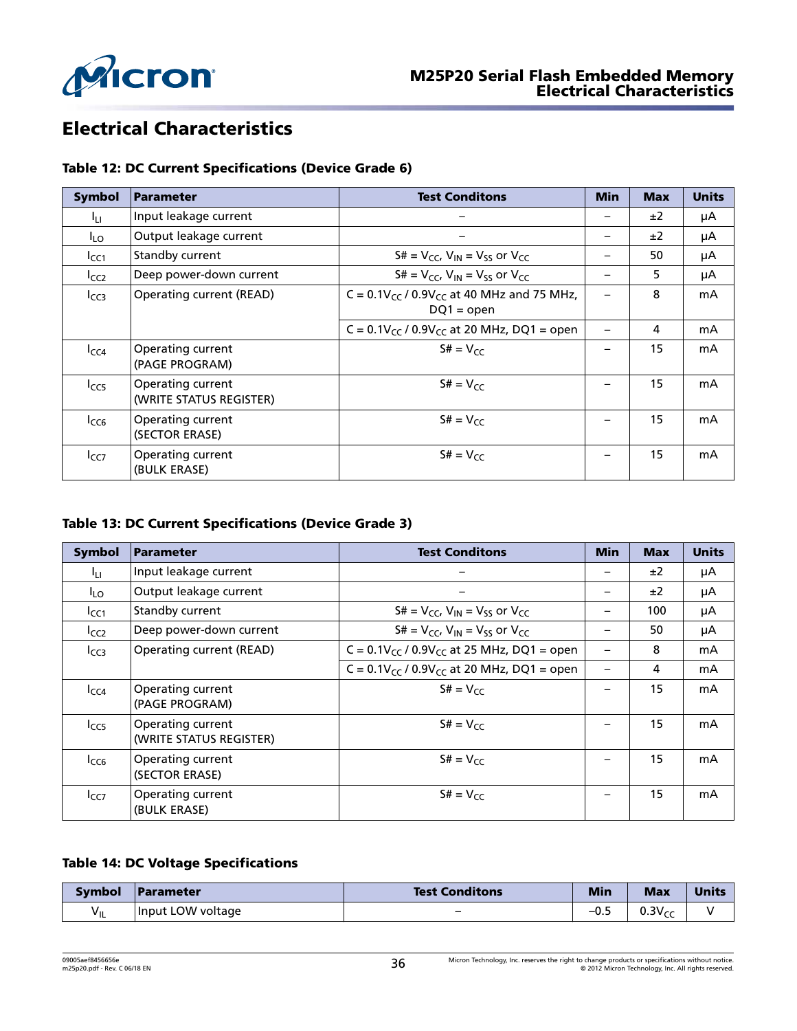# Electrical Characteristics

**Table 12: DC Current Specifications (Device Grade 6)**

| Symbol | Parameter | Test Conditons | Min | Max | Units |
|---|---|---|---|---|---|
| $I_{LI}$ | Input leakage current | – | – | ±2 | µA |
| $I_{LO}$ | Output leakage current | – | – | ±2 | µA |
| $I_{CC1}$ | Standby current | S# = $V_{CC}$, $V_{IN}$ = $V_{SS}$ or $V_{CC}$ | – | 50 | µA |
| $I_{CC2}$ | Deep power-down current | S# = $V_{CC}$, $V_{IN}$ = $V_{SS}$ or $V_{CC}$ | – | 5 | µA |
| $I_{CC3}$ | Operating current (READ) | C = $0.1V_{CC}$ / $0.9V_{CC}$ at 40 MHz and 75 MHz, DQ1 = open | – | 8 | mA |
| | | C = $0.1V_{CC}$ / $0.9V_{CC}$ at 20 MHz, DQ1 = open | – | 4 | mA |
| $I_{CC4}$ | Operating current (PAGE PROGRAM) | S# = $V_{CC}$ | – | 15 | mA |
| $I_{CC5}$ | Operating current (WRITE STATUS REGISTER) | S# = $V_{CC}$ | – | 15 | mA |
| $I_{CC6}$ | Operating current (SECTOR ERASE) | S# = $V_{CC}$ | – | 15 | mA |
| $I_{CC7}$ | Operating current (BULK ERASE) | S# = $V_{CC}$ | – | 15 | mA |

**Table 13: DC Current Specifications (Device Grade 3)**

| Symbol | Parameter | Test Conditons | Min | Max | Units |
|---|---|---|---|---|---|
| $I_{LI}$ | Input leakage current | – | – | ±2 | µA |
| $I_{LO}$ | Output leakage current | – | – | ±2 | µA |
| $I_{CC1}$ | Standby current | S# = $V_{CC}$, $V_{IN}$ = $V_{SS}$ or $V_{CC}$ | – | 100 | µA |
| $I_{CC2}$ | Deep power-down current | S# = $V_{CC}$, $V_{IN}$ = $V_{SS}$ or $V_{CC}$ | – | 50 | µA |
| $I_{CC3}$ | Operating current (READ) | C = $0.1V_{CC}$ / $0.9V_{CC}$ at 25 MHz, DQ1 = open | – | 8 | mA |
| | | C = $0.1V_{CC}$ / $0.9V_{CC}$ at 20 MHz, DQ1 = open | – | 4 | mA |
| $I_{CC4}$ | Operating current (PAGE PROGRAM) | S# = $V_{CC}$ | – | 15 | mA |
| $I_{CC5}$ | Operating current (WRITE STATUS REGISTER) | S# = $V_{CC}$ | – | 15 | mA |
| $I_{CC6}$ | Operating current (SECTOR ERASE) | S# = $V_{CC}$ | – | 15 | mA |
| $I_{CC7}$ | Operating current (BULK ERASE) | S# = $V_{CC}$ | – | 15 | mA |

**Table 14: DC Voltage Specifications**

| Symbol | Parameter | Test Conditons | Min | Max | Units |
|---|---|---|---|---|---|
| $V_{IL}$ | Input LOW voltage | – | –0.5 | $0.3V_{CC}$ | V |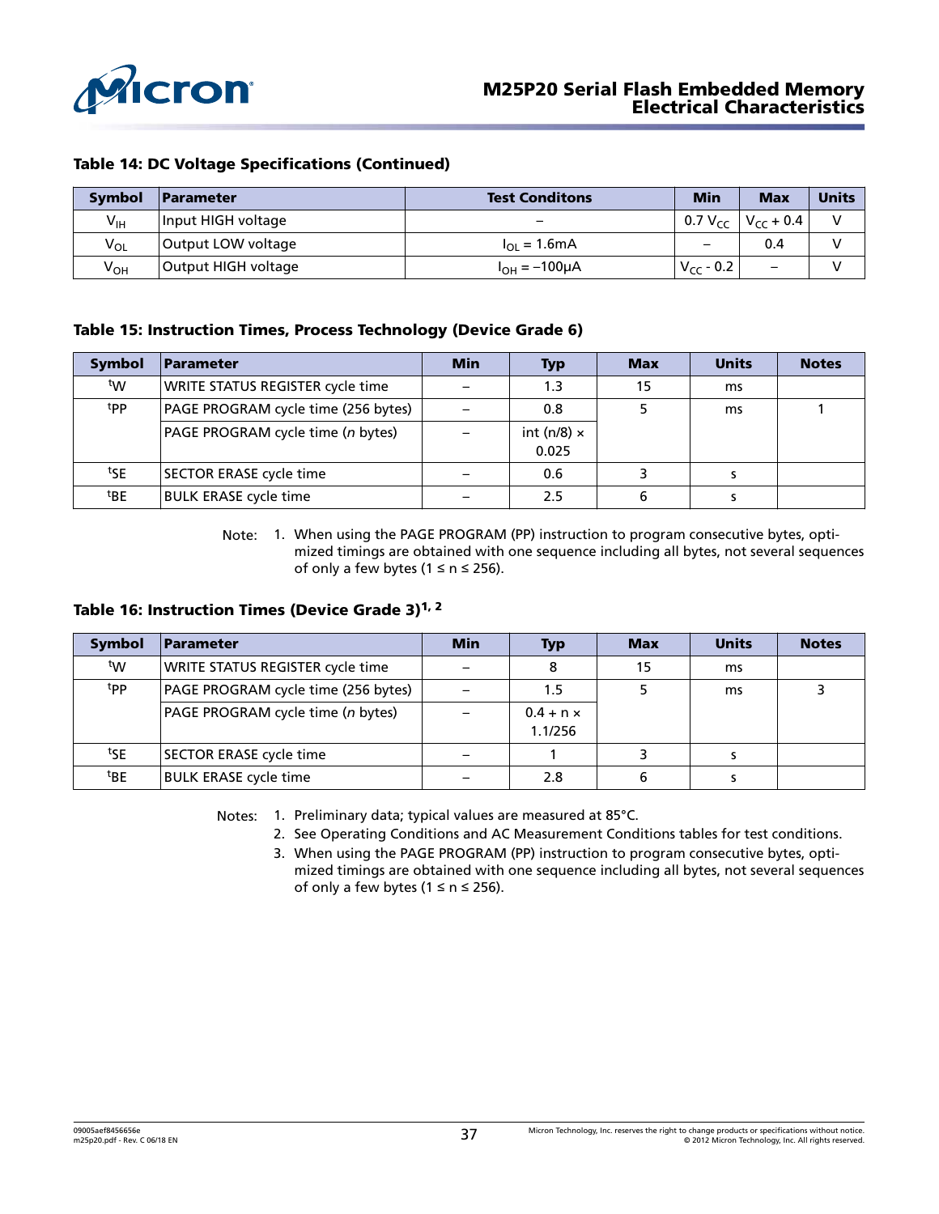**Table 14: DC Voltage Specifications (Continued)**

| Symbol | Parameter | Test Conditons | Min | Max | Units |
|---|---|---|---|---|---|
| $V_{IH}$ | Input HIGH voltage | – | 0.7 $V_{CC}$ | $V_{CC}$ + 0.4 | V |
| $V_{OL}$ | Output LOW voltage | $I_{OL}$ = 1.6mA | – | 0.4 | V |
| $V_{OH}$ | Output HIGH voltage | $I_{OH}$ = –100µA | $V_{CC}$ - 0.2 | – | V |

**Table 15: Instruction Times, Process Technology (Device Grade 6)**

| Symbol | Parameter | Min | Typ | Max | Units | Notes |
|---|---|---|---|---|---|---|
| $^tW$ | WRITE STATUS REGISTER cycle time | – | 1.3 | 15 | ms | |
| $^tPP$ | PAGE PROGRAM cycle time (256 bytes) | – | 0.8 | 5 | ms | 1 |
| | PAGE PROGRAM cycle time (*n* bytes) | – | int (n/8) × 0.025 | | | |
| $^tSE$ | SECTOR ERASE cycle time | – | 0.6 | 3 | s | |
| $^tBE$ | BULK ERASE cycle time | – | 2.5 | 6 | s | |

Note: 1. When using the PAGE PROGRAM (PP) instruction to program consecutive bytes, optimized timings are obtained with one sequence including all bytes, not several sequences of only a few bytes (1 ≤ n ≤ 256).

**Table 16: Instruction Times (Device Grade 3)[1, 2]**

| Symbol | Parameter | Min | Typ | Max | Units | Notes |
|---|---|---|---|---|---|---|
| $^tW$ | WRITE STATUS REGISTER cycle time | – | 8 | 15 | ms | |
| $^tPP$ | PAGE PROGRAM cycle time (256 bytes) | – | 1.5 | 5 | ms | 3 |
| | PAGE PROGRAM cycle time (*n* bytes) | – | 0.4 + n × 1.1/256 | | | |
| $^tSE$ | SECTOR ERASE cycle time | – | 1 | 3 | s | |
| $^tBE$ | BULK ERASE cycle time | – | 2.8 | 6 | s | |

Notes:
1. Preliminary data; typical values are measured at 85°C.
2. See Operating Conditions and AC Measurement Conditions tables for test conditions.
3. When using the PAGE PROGRAM (PP) instruction to program consecutive bytes, optimized timings are obtained with one sequence including all bytes, not several sequences of only a few bytes (1 ≤ n ≤ 256).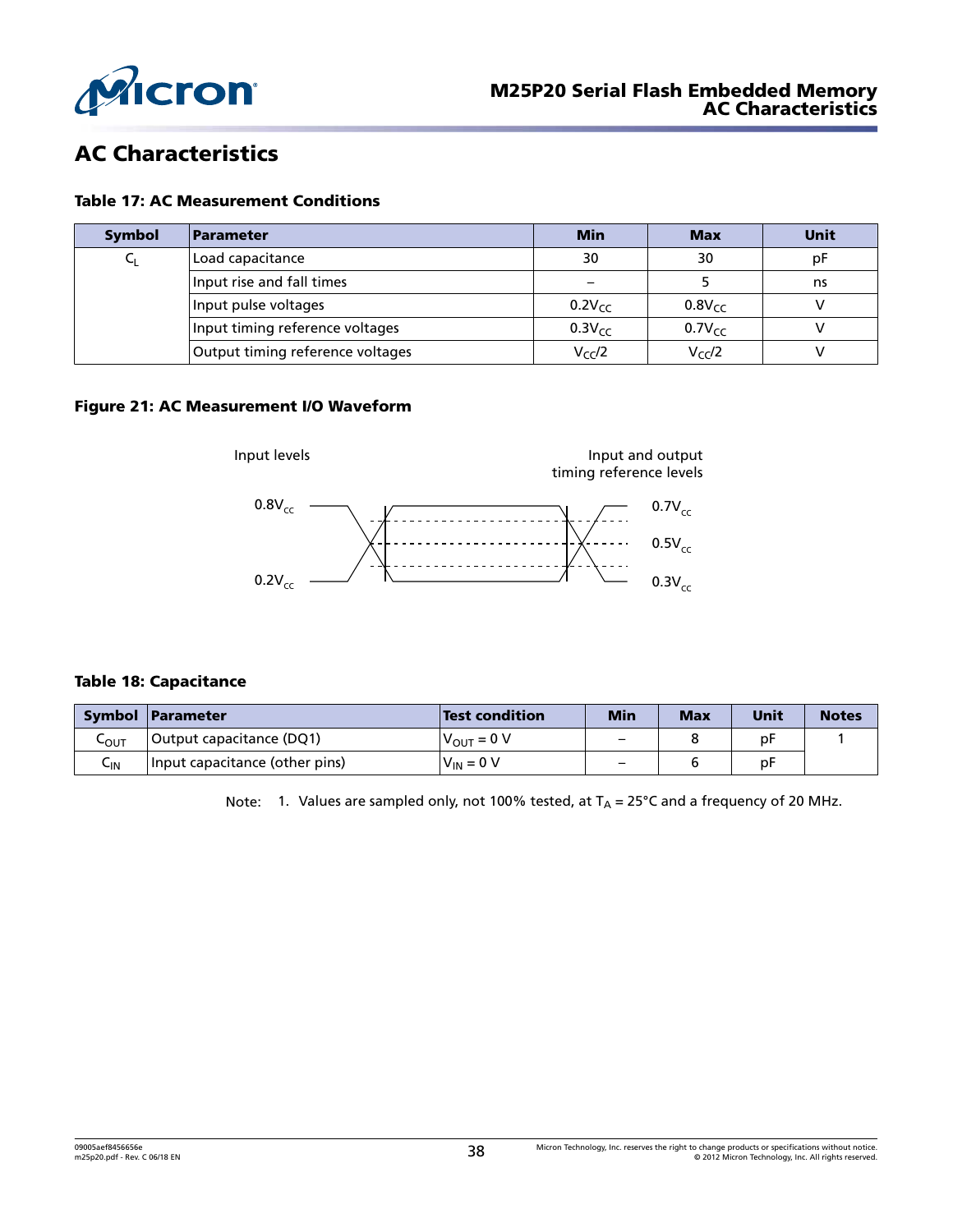# AC Characteristics

**Table 17: AC Measurement Conditions**

| Symbol | Parameter | Min | Max | Unit |
|---|---|---|---|---|
| $C_L$ | Load capacitance | 30 | 30 | pF |
| | Input rise and fall times | – | 5 | ns |
| | Input pulse voltages | $0.2V_{CC}$ | $0.8V_{CC}$ | V |
| | Input timing reference voltages | $0.3V_{CC}$ | $0.7V_{CC}$ | V |
| | Output timing reference voltages | $V_{CC}/2$ | $V_{CC}/2$ | V |

**Figure 21: AC Measurement I/O Waveform**

Input levels

Input and output timing reference levels

$0.8V_{cc}$

$0.2V_{cc}$

$0.7V_{cc}$

$0.5V_{cc}$

$0.3V_{cc}$

**Table 18: Capacitance**

| Symbol | Parameter | Test condition | Min | Max | Unit | Notes |
|---|---|---|---|---|---|---|
| $C_{OUT}$ | Output capacitance (DQ1) | $V_{OUT} = 0$ V | – | 8 | pF | 1 |
| $C_{IN}$ | Input capacitance (other pins) | $V_{IN} = 0$ V | – | 6 | pF | |

Note: 1. Values are sampled only, not 100% tested, at $T_A = 25°C$ and a frequency of 20 MHz.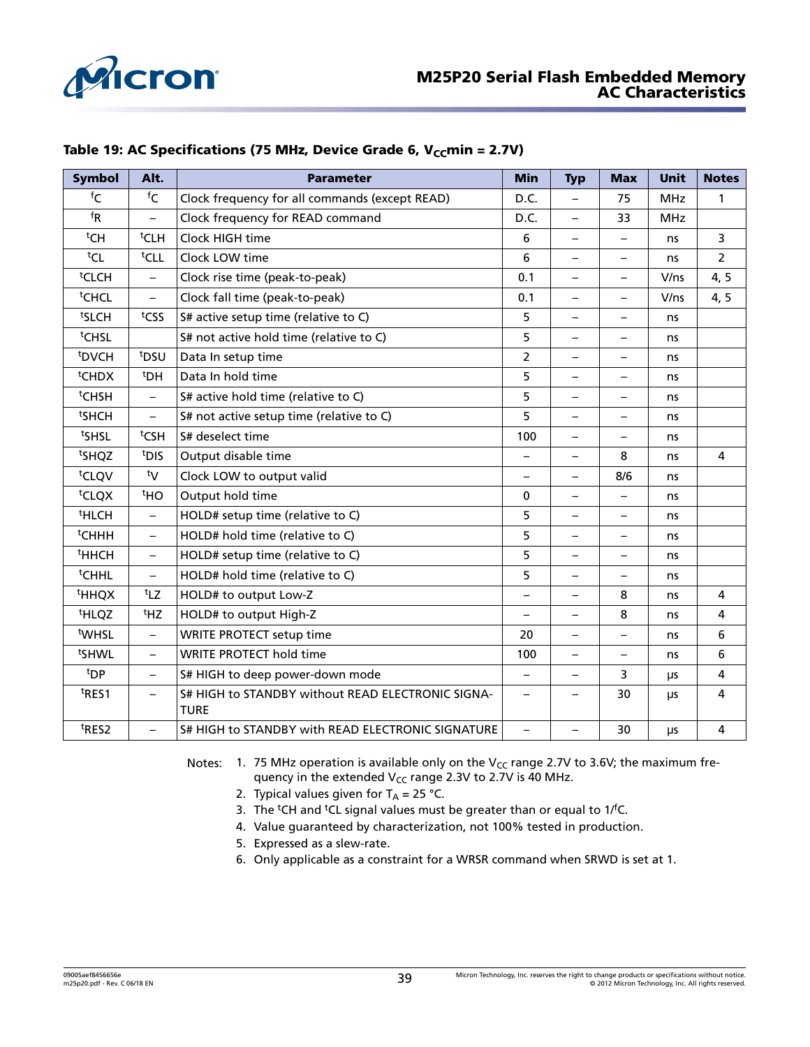**Table 19: AC Specifications (75 MHz, Device Grade 6, $V_{CC}$min = 2.7V)**

| Symbol | Alt. | Parameter | Min | Typ | Max | Unit | Notes |
|---|---|---|---|---|---|---|---|
| $^fC$ | $^fC$ | Clock frequency for all commands (except READ) | D.C. | – | 75 | MHz | 1 |
| $^fR$ | – | Clock frequency for READ command | D.C. | – | 33 | MHz | |
| $^tCH$ | $^tCLH$ | Clock HIGH time | 6 | – | – | ns | 3 |
| $^tCL$ | $^tCLL$ | Clock LOW time | 6 | – | – | ns | 2 |
| $^tCLCH$ | – | Clock rise time (peak-to-peak) | 0.1 | – | – | V/ns | 4, 5 |
| $^tCHCL$ | – | Clock fall time (peak-to-peak) | 0.1 | – | – | V/ns | 4, 5 |
| $^tSLCH$ | $^tCSS$ | S# active setup time (relative to C) | 5 | – | – | ns | |
| $^tCHSL$ | | S# not active hold time (relative to C) | 5 | – | – | ns | |
| $^tDVCH$ | $^tDSU$ | Data In setup time | 2 | – | – | ns | |
| $^tCHDX$ | $^tDH$ | Data In hold time | 5 | – | – | ns | |
| $^tCHSH$ | – | S# active hold time (relative to C) | 5 | – | – | ns | |
| $^tSHCH$ | – | S# not active setup time (relative to C) | 5 | – | – | ns | |
| $^tSHSL$ | $^tCSH$ | S# deselect time | 100 | – | – | ns | |
| $^tSHQZ$ | $^tDIS$ | Output disable time | – | – | 8 | ns | 4 |
| $^tCLQV$ | $^tV$ | Clock LOW to output valid | – | – | 8/6 | ns | |
| $^tCLQX$ | $^tHO$ | Output hold time | 0 | – | – | ns | |
| $^tHLCH$ | – | HOLD# setup time (relative to C) | 5 | – | – | ns | |
| $^tCHHH$ | – | HOLD# hold time (relative to C) | 5 | – | – | ns | |
| $^tHHCH$ | – | HOLD# setup time (relative to C) | 5 | – | – | ns | |
| $^tCHHL$ | – | HOLD# hold time (relative to C) | 5 | – | – | ns | |
| $^tHHQX$ | $^tLZ$ | HOLD# to output Low-Z | – | – | 8 | ns | 4 |
| $^tHLQZ$ | $^tHZ$ | HOLD# to output High-Z | – | – | 8 | ns | 4 |
| $^tWHSL$ | – | WRITE PROTECT setup time | 20 | – | – | ns | 6 |
| $^tSHWL$ | – | WRITE PROTECT hold time | 100 | – | – | ns | 6 |
| $^tDP$ | – | S# HIGH to deep power-down mode | – | – | 3 | µs | 4 |
| $^tRES1$ | – | S# HIGH to STANDBY without READ ELECTRONIC SIGNATURE | – | – | 30 | µs | 4 |
| $^tRES2$ | – | S# HIGH to STANDBY with READ ELECTRONIC SIGNATURE | – | – | 30 | µs | 4 |

Notes:
1. 75 MHz operation is available only on the $V_{CC}$ range 2.7V to 3.6V; the maximum frequency in the extended $V_{CC}$ range 2.3V to 2.7V is 40 MHz.
2. Typical values given for $T_A$ = 25 °C.
3. The $^tCH$ and $^tCL$ signal values must be greater than or equal to $1/^fC$.
4. Value guaranteed by characterization, not 100% tested in production.
5. Expressed as a slew-rate.
6. Only applicable as a constraint for a WRSR command when SRWD is set at 1.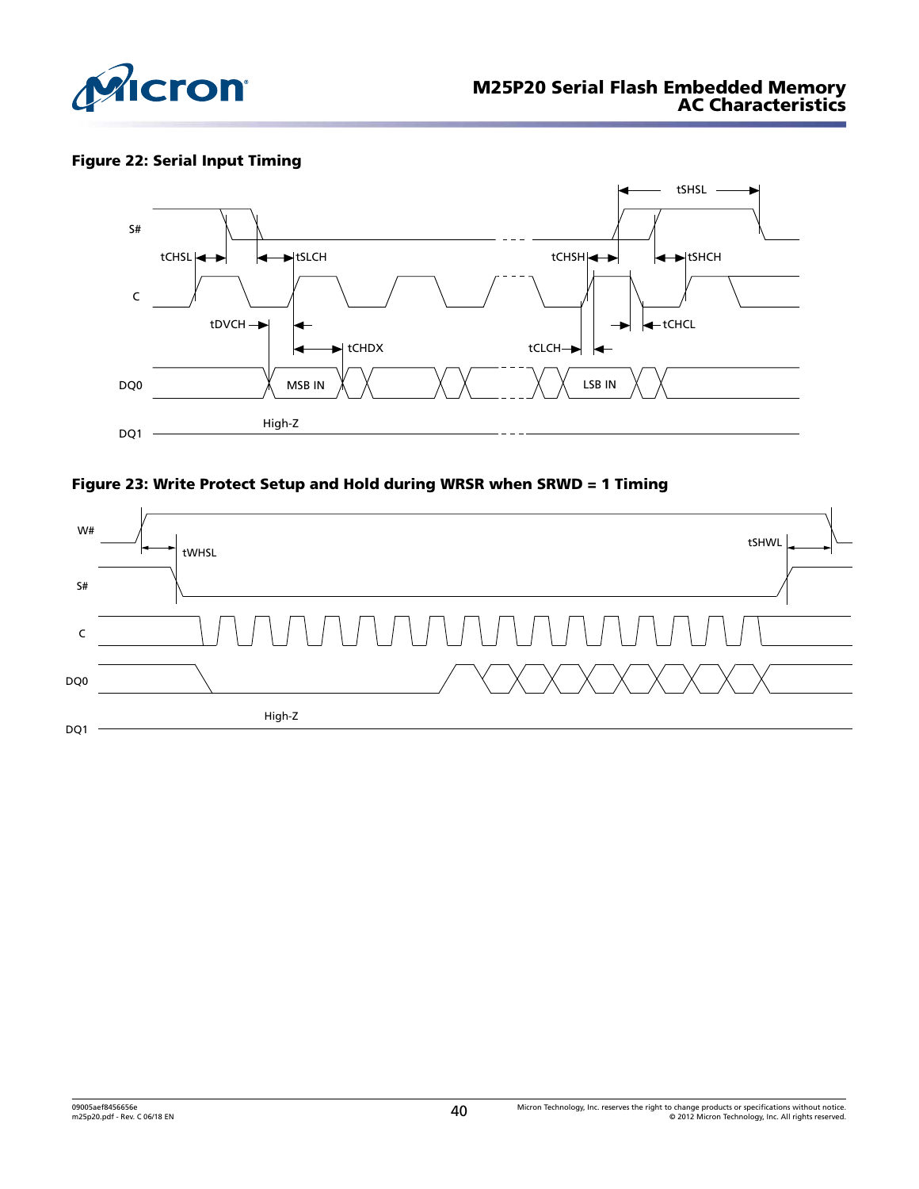**Figure 22: Serial Input Timing**

S#, C, DQ0, DQ1

tSHSL, tCHSL, tSLCH, tCHSH, tSHCH, tDVCH, tCHDX, tCHCL, tCLCH

MSB IN, LSB IN

High-Z

**Figure 23: Write Protect Setup and Hold during WRSR when SRWD = 1 Timing**

W#, S#, C, DQ0, DQ1

tWHSL, tSHWL

High-Z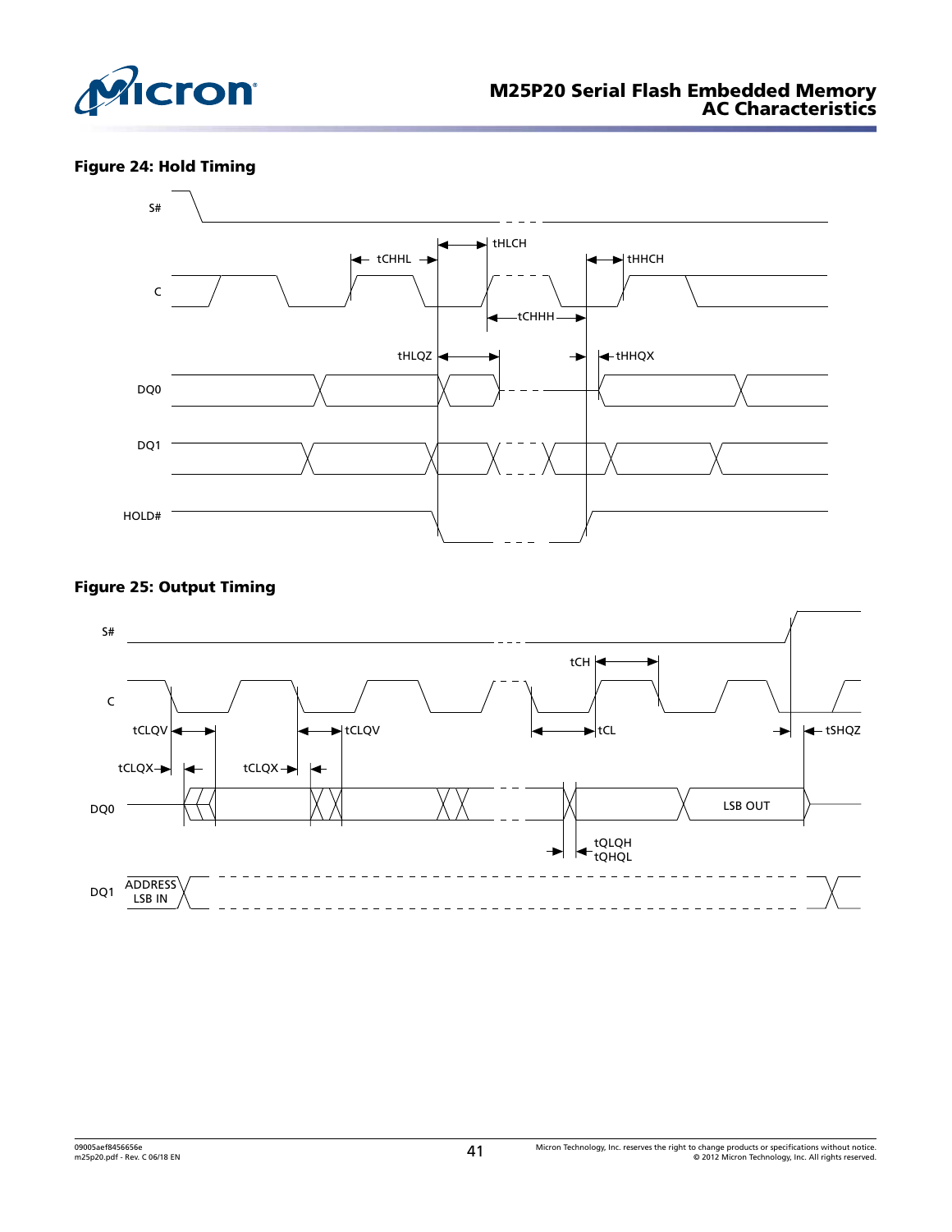**Figure 24: Hold Timing**

S#

C

DQ0

DQ1

HOLD#

tCHHL tHLCH tHHCH tCHHH tHLQZ tHHQX

**Figure 25: Output Timing**

S#

C

DQ0

DQ1

tCLQV tCLQV tCLQX tCLQX tCH tCL tSHQZ tQLQH tQHQL

LSB OUT

ADDRESS LSB IN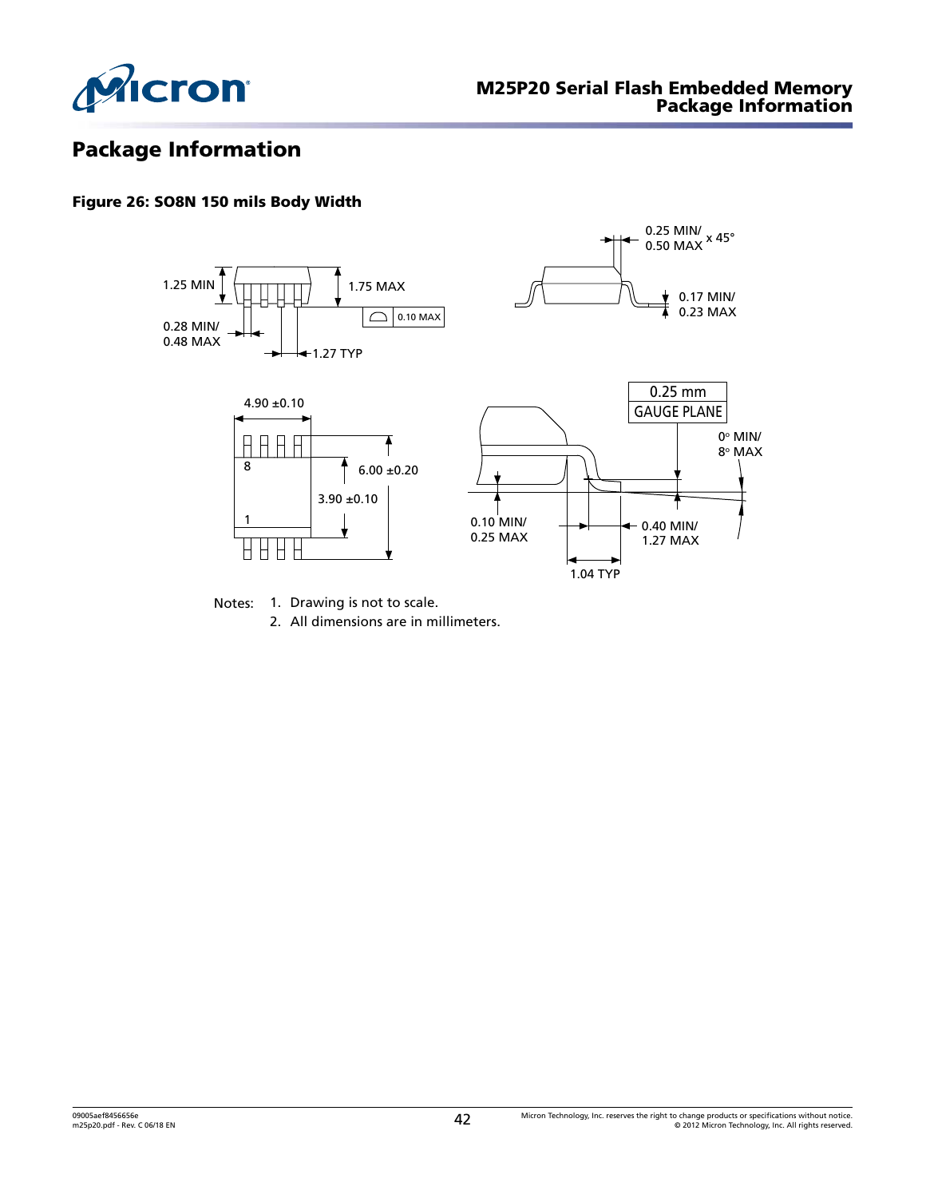# Package Information

**Figure 26: SO8N 150 mils Body Width**

Notes: 1. Drawing is not to scale.
2. All dimensions are in millimeters.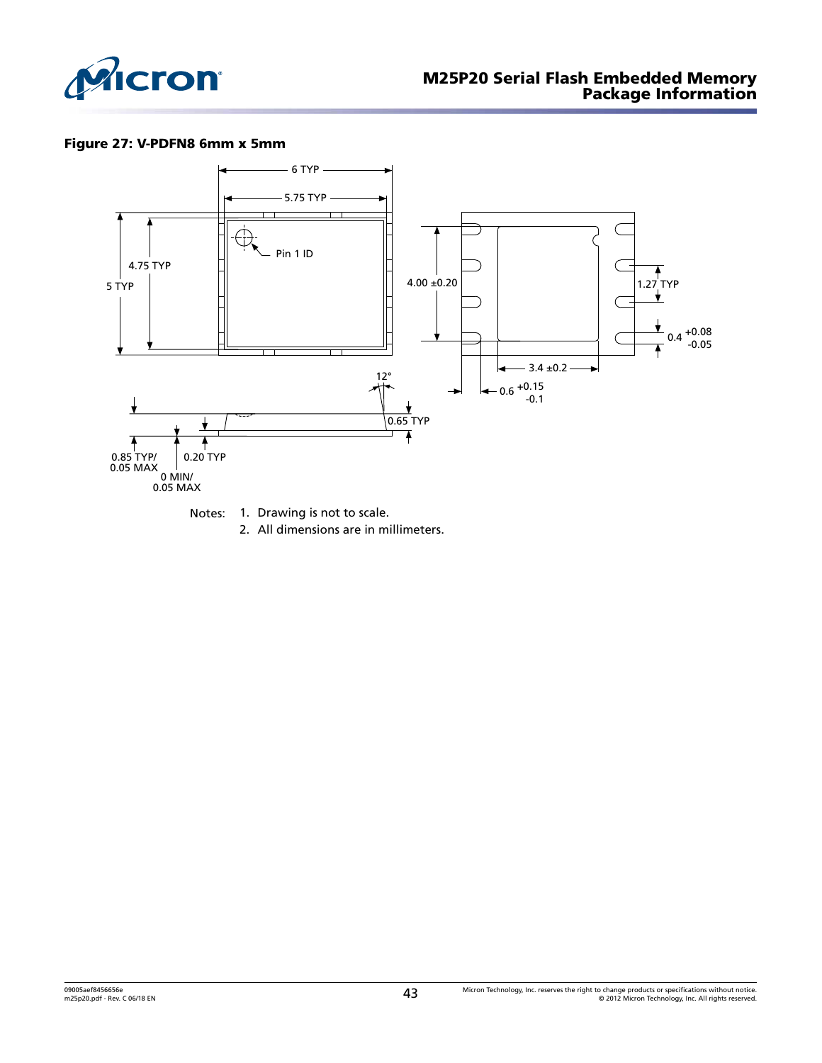**Figure 27: V-PDFN8 6mm x 5mm**

6 TYP

5.75 TYP

Pin 1 ID

4.75 TYP

5 TYP

4.00 ±0.20

1.27 TYP

0.4 +0.08 -0.05

3.4 ±0.2

12°

0.6 +0.15 -0.1

0.65 TYP

0.85 TYP/ 0.05 MAX

0.20 TYP

0 MIN/ 0.05 MAX

Notes:
1. Drawing is not to scale.
2. All dimensions are in millimeters.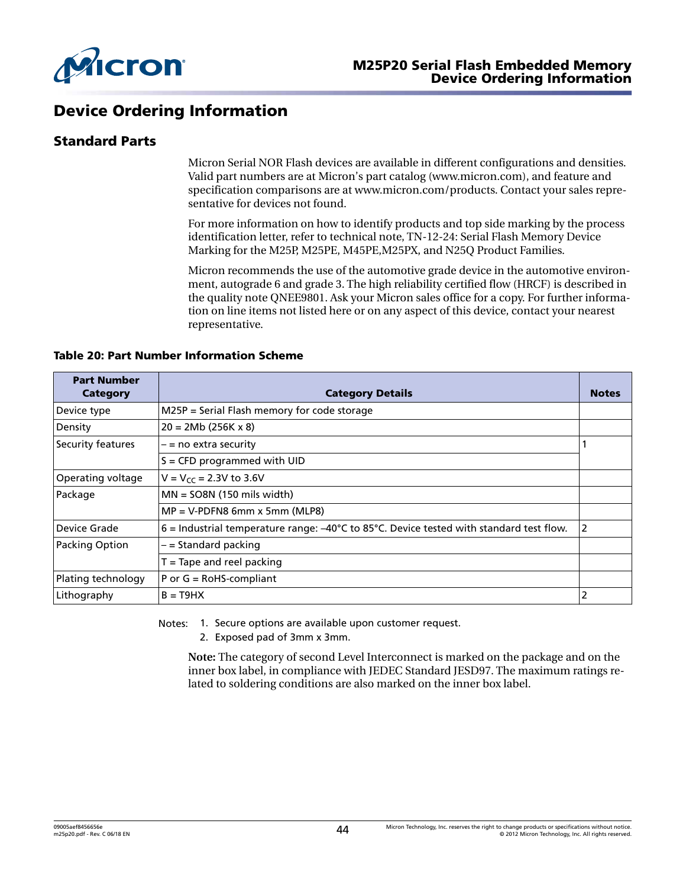# Device Ordering Information

## Standard Parts

Micron Serial NOR Flash devices are available in different configurations and densities. Valid part numbers are at Micron's part catalog (www.micron.com), and feature and specification comparisons are at www.micron.com/products. Contact your sales representative for devices not found.

For more information on how to identify products and top side marking by the process identification letter, refer to technical note, TN-12-24: Serial Flash Memory Device Marking for the M25P, M25PE, M45PE,M25PX, and N25Q Product Families.

Micron recommends the use of the automotive grade device in the automotive environment, autograde 6 and grade 3. The high reliability certified flow (HRCF) is described in the quality note QNEE9801. Ask your Micron sales office for a copy. For further information on line items not listed here or on any aspect of this device, contact your nearest representative.

**Table 20: Part Number Information Scheme**

| Part Number Category | Category Details | Notes |
|---|---|---|
| Device type | M25P = Serial Flash memory for code storage | |
| Density | 20 = 2Mb (256K x 8) | |
| Security features | – = no extra security | 1 |
| | S = CFD programmed with UID | |
| Operating voltage | V = $V_{CC}$ = 2.3V to 3.6V | |
| Package | MN = SO8N (150 mils width) | |
| | MP = V-PDFN8 6mm x 5mm (MLP8) | |
| Device Grade | 6 = Industrial temperature range: –40°C to 85°C. Device tested with standard test flow. | 2 |
| Packing Option | – = Standard packing | |
| | T = Tape and reel packing | |
| Plating technology | P or G = RoHS-compliant | |
| Lithography | B = T9HX | 2 |

Notes:
1. Secure options are available upon customer request.
2. Exposed pad of 3mm x 3mm.

**Note:** The category of second Level Interconnect is marked on the package and on the inner box label, in compliance with JEDEC Standard JESD97. The maximum ratings related to soldering conditions are also marked on the inner box label.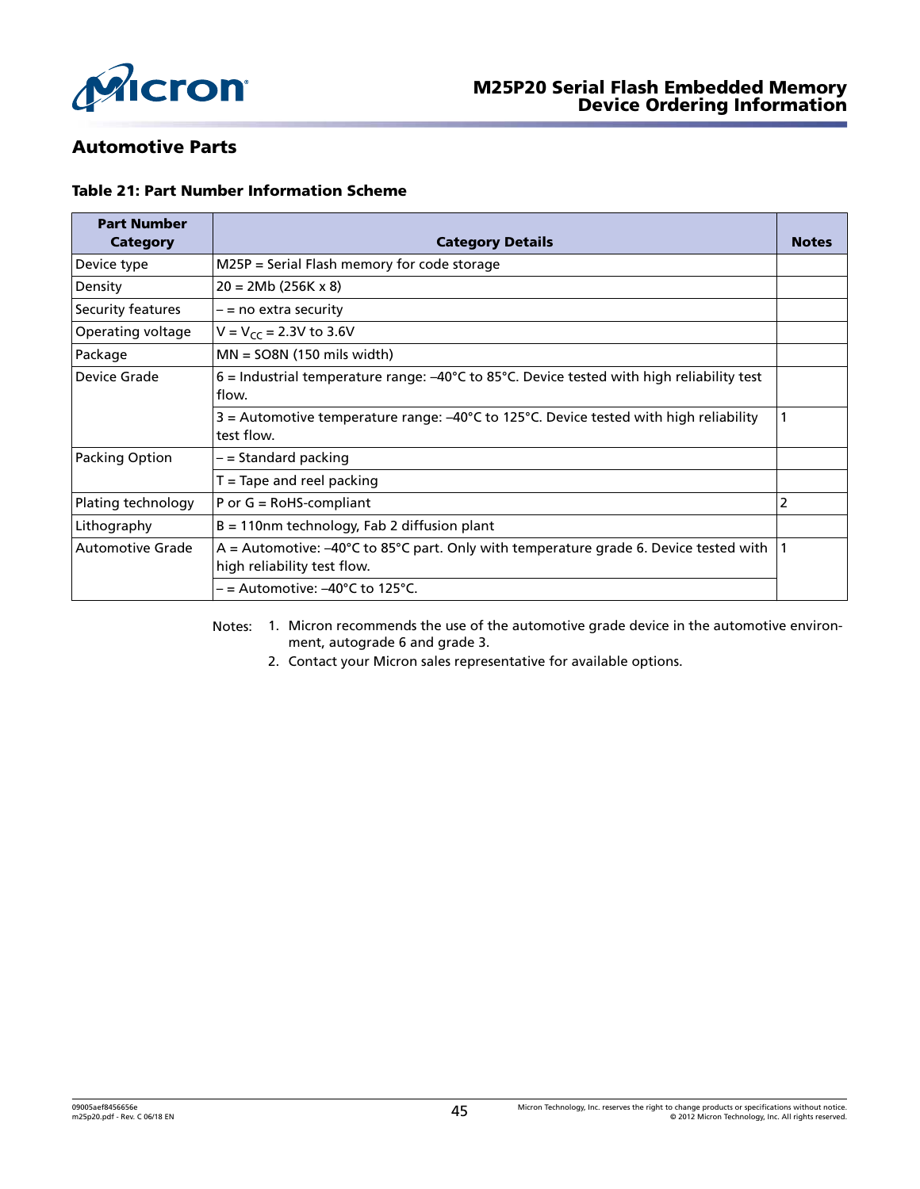## Automotive Parts

**Table 21: Part Number Information Scheme**

| Part Number Category | Category Details | Notes |
|---|---|---|
| Device type | M25P = Serial Flash memory for code storage | |
| Density | 20 = 2Mb (256K x 8) | |
| Security features | – = no extra security | |
| Operating voltage | V = $V_{CC}$ = 2.3V to 3.6V | |
| Package | MN = SO8N (150 mils width) | |
| Device Grade | 6 = Industrial temperature range: –40°C to 85°C. Device tested with high reliability test flow. | |
| | 3 = Automotive temperature range: –40°C to 125°C. Device tested with high reliability test flow. | 1 |
| Packing Option | – = Standard packing | |
| | T = Tape and reel packing | |
| Plating technology | P or G = RoHS-compliant | 2 |
| Lithography | B = 110nm technology, Fab 2 diffusion plant | |
| Automotive Grade | A = Automotive: –40°C to 85°C part. Only with temperature grade 6. Device tested with high reliability test flow. | 1 |
| | – = Automotive: –40°C to 125°C. | |

Notes:
1. Micron recommends the use of the automotive grade device in the automotive environment, autograde 6 and grade 3.
2. Contact your Micron sales representative for available options.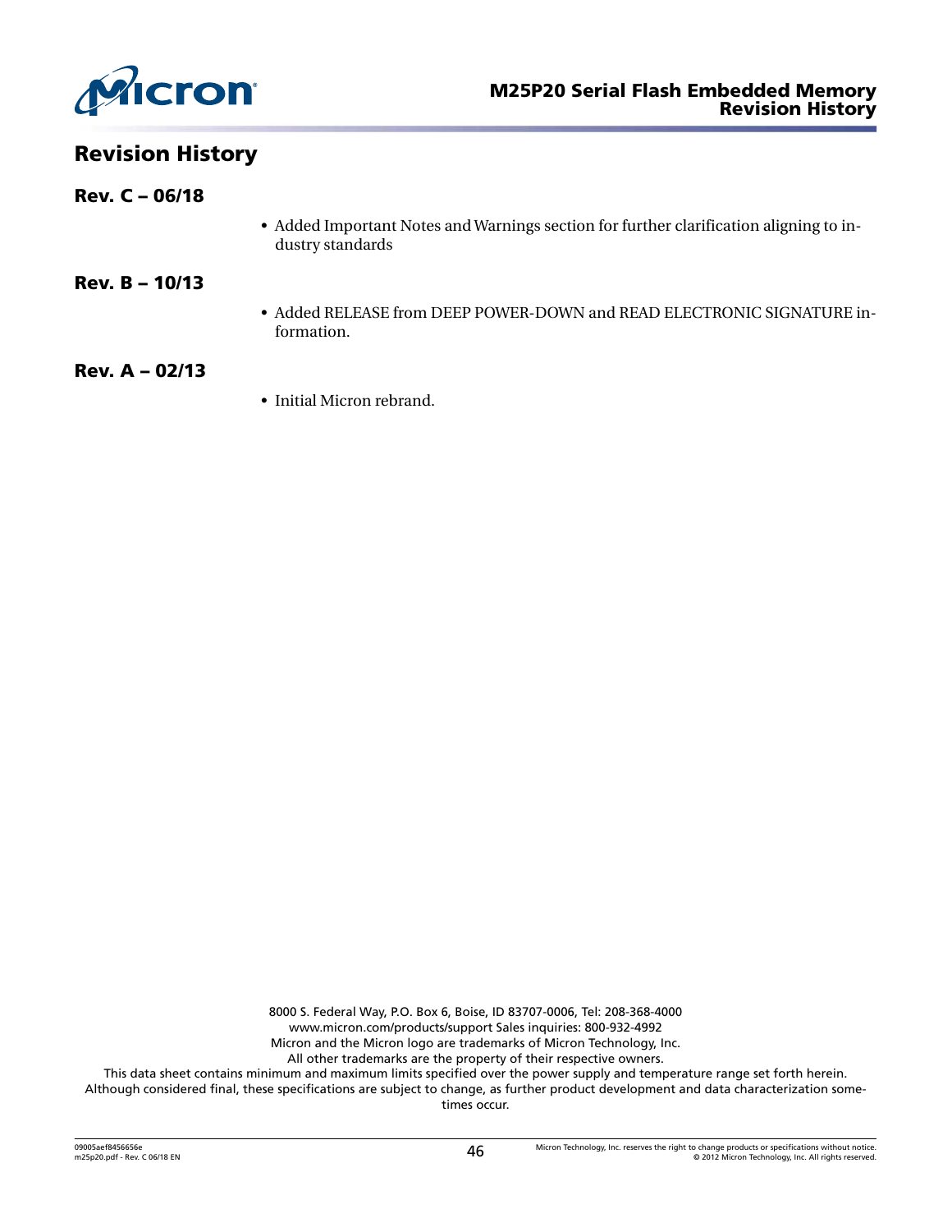# Revision History

## Rev. C – 06/18

- Added Important Notes and Warnings section for further clarification aligning to industry standards

## Rev. B – 10/13

- Added RELEASE from DEEP POWER-DOWN and READ ELECTRONIC SIGNATURE information.

## Rev. A – 02/13

- Initial Micron rebrand.

8000 S. Federal Way, P.O. Box 6, Boise, ID 83707-0006, Tel: 208-368-4000
www.micron.com/products/support Sales inquiries: 800-932-4992
Micron and the Micron logo are trademarks of Micron Technology, Inc.
All other trademarks are the property of their respective owners.
This data sheet contains minimum and maximum limits specified over the power supply and temperature range set forth herein.
Although considered final, these specifications are subject to change, as further product development and data characterization sometimes occur.